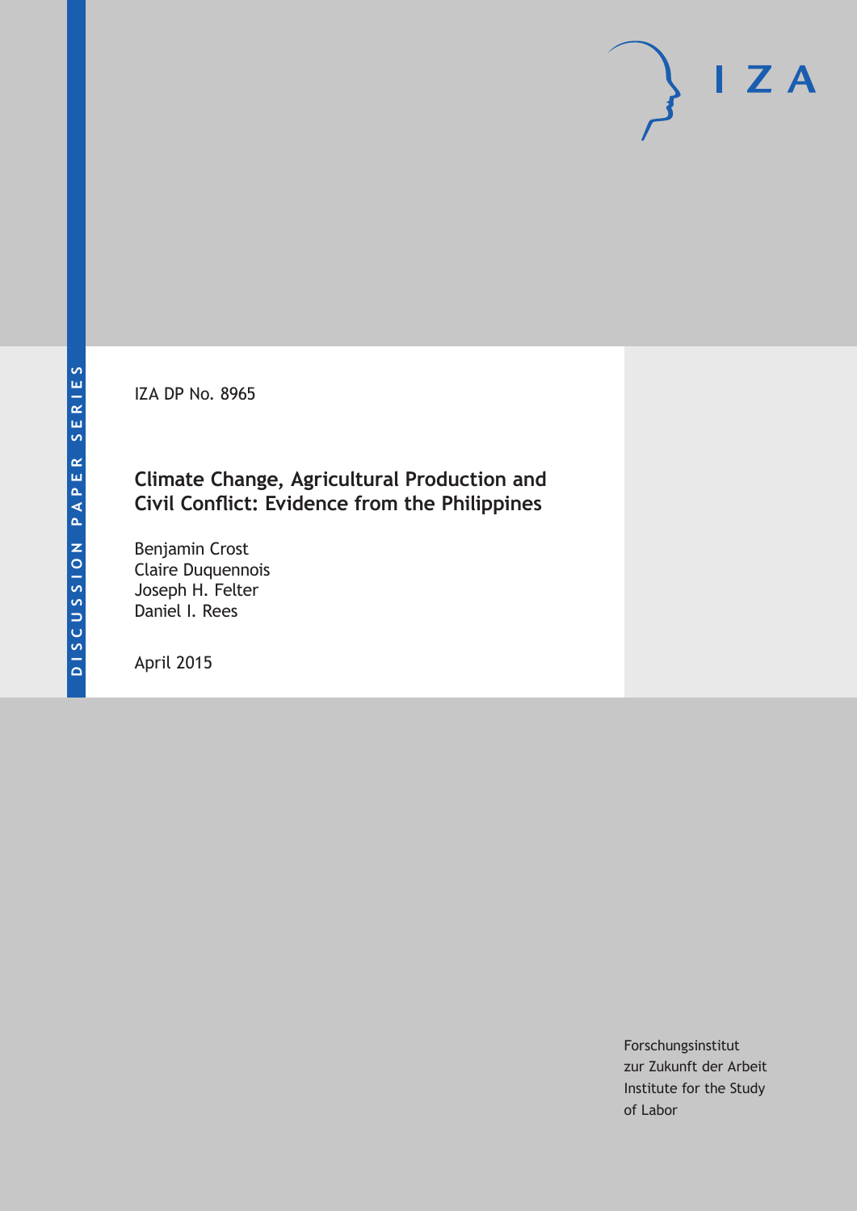DISCUSSION PAPER SERIES

IZA DP No. 8965

# Climate Change, Agricultural Production and Civil Conflict: Evidence from the Philippines

Benjamin Crost
Claire Duquennois
Joseph H. Felter
Daniel I. Rees

April 2015

Forschungsinstitut
zur Zukunft der Arbeit
Institute for the Study
of Labor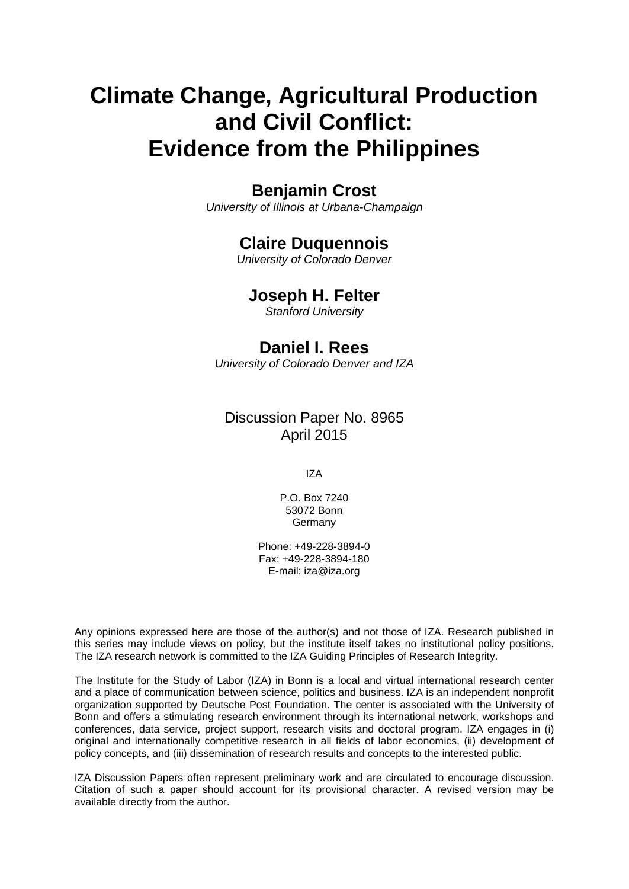# Climate Change, Agricultural Production and Civil Conflict: Evidence from the Philippines

**Benjamin Crost**
*University of Illinois at Urbana-Champaign*

**Claire Duquennois**
*University of Colorado Denver*

**Joseph H. Felter**
*Stanford University*

**Daniel I. Rees**
*University of Colorado Denver and IZA*

Discussion Paper No. 8965
April 2015

IZA

P.O. Box 7240
53072 Bonn
Germany

Phone: +49-228-3894-0
Fax: +49-228-3894-180
E-mail: iza@iza.org

Any opinions expressed here are those of the author(s) and not those of IZA. Research published in this series may include views on policy, but the institute itself takes no institutional policy positions. The IZA research network is committed to the IZA Guiding Principles of Research Integrity.

The Institute for the Study of Labor (IZA) in Bonn is a local and virtual international research center and a place of communication between science, politics and business. IZA is an independent nonprofit organization supported by Deutsche Post Foundation. The center is associated with the University of Bonn and offers a stimulating research environment through its international network, workshops and conferences, data service, project support, research visits and doctoral program. IZA engages in (i) original and internationally competitive research in all fields of labor economics, (ii) development of policy concepts, and (iii) dissemination of research results and concepts to the interested public.

IZA Discussion Papers often represent preliminary work and are circulated to encourage discussion. Citation of such a paper should account for its provisional character. A revised version may be available directly from the author.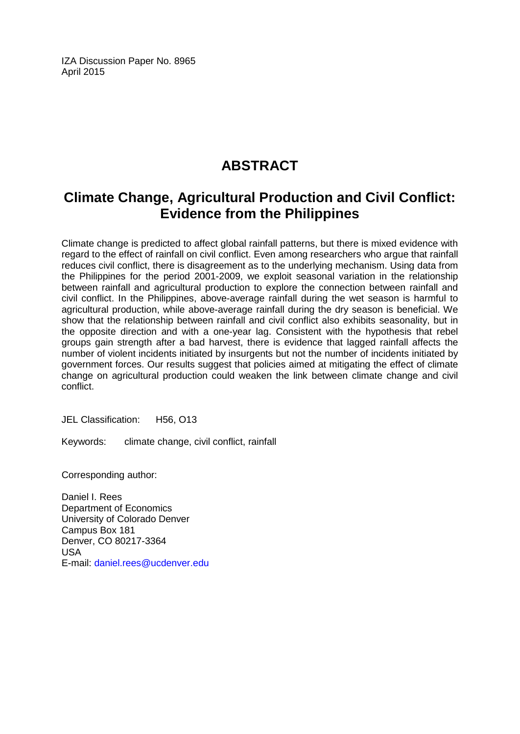IZA Discussion Paper No. 8965
April 2015

# ABSTRACT

## Climate Change, Agricultural Production and Civil Conflict: Evidence from the Philippines

Climate change is predicted to affect global rainfall patterns, but there is mixed evidence with regard to the effect of rainfall on civil conflict. Even among researchers who argue that rainfall reduces civil conflict, there is disagreement as to the underlying mechanism. Using data from the Philippines for the period 2001-2009, we exploit seasonal variation in the relationship between rainfall and agricultural production to explore the connection between rainfall and civil conflict. In the Philippines, above-average rainfall during the wet season is harmful to agricultural production, while above-average rainfall during the dry season is beneficial. We show that the relationship between rainfall and civil conflict also exhibits seasonality, but in the opposite direction and with a one-year lag. Consistent with the hypothesis that rebel groups gain strength after a bad harvest, there is evidence that lagged rainfall affects the number of violent incidents initiated by insurgents but not the number of incidents initiated by government forces. Our results suggest that policies aimed at mitigating the effect of climate change on agricultural production could weaken the link between climate change and civil conflict.

JEL Classification: H56, O13

Keywords: climate change, civil conflict, rainfall

Corresponding author:

Daniel I. Rees
Department of Economics
University of Colorado Denver
Campus Box 181
Denver, CO 80217-3364
USA
E-mail: daniel.rees@ucdenver.edu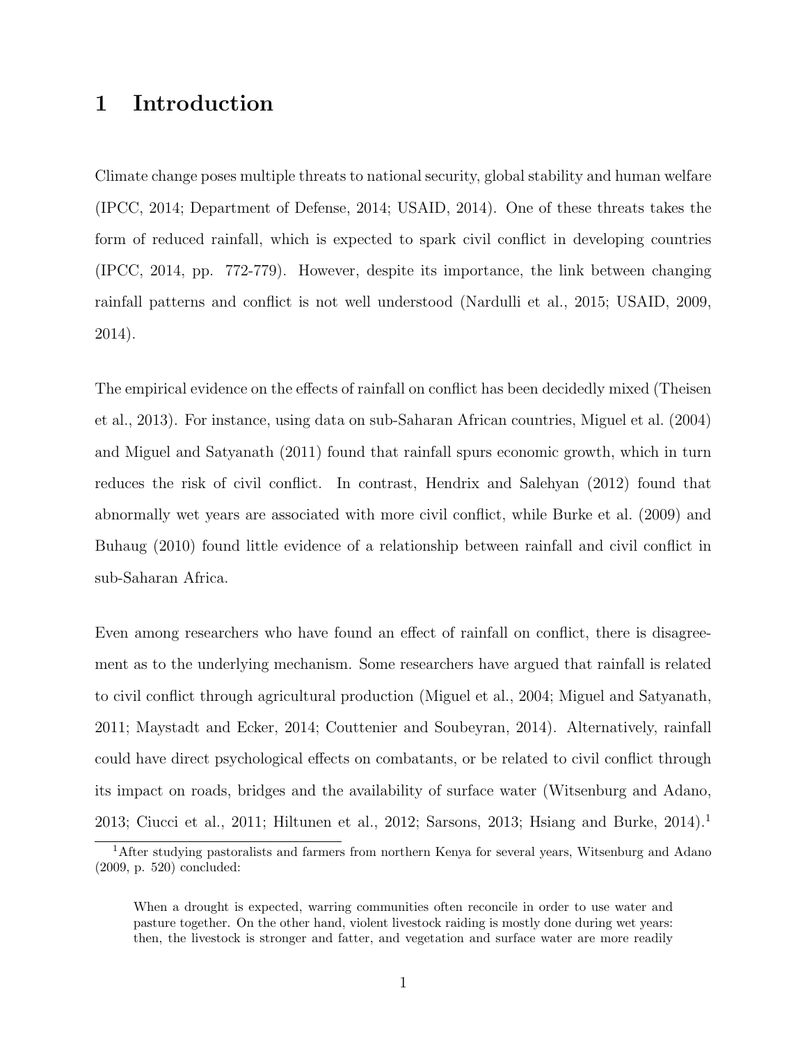# 1 Introduction

Climate change poses multiple threats to national security, global stability and human welfare (IPCC, 2014; Department of Defense, 2014; USAID, 2014). One of these threats takes the form of reduced rainfall, which is expected to spark civil conflict in developing countries (IPCC, 2014, pp. 772-779). However, despite its importance, the link between changing rainfall patterns and conflict is not well understood (Nardulli et al., 2015; USAID, 2009, 2014).

The empirical evidence on the effects of rainfall on conflict has been decidedly mixed (Theisen et al., 2013). For instance, using data on sub-Saharan African countries, Miguel et al. (2004) and Miguel and Satyanath (2011) found that rainfall spurs economic growth, which in turn reduces the risk of civil conflict. In contrast, Hendrix and Salehyan (2012) found that abnormally wet years are associated with more civil conflict, while Burke et al. (2009) and Buhaug (2010) found little evidence of a relationship between rainfall and civil conflict in sub-Saharan Africa.

Even among researchers who have found an effect of rainfall on conflict, there is disagreement as to the underlying mechanism. Some researchers have argued that rainfall is related to civil conflict through agricultural production (Miguel et al., 2004; Miguel and Satyanath, 2011; Maystadt and Ecker, 2014; Couttenier and Soubeyran, 2014). Alternatively, rainfall could have direct psychological effects on combatants, or be related to civil conflict through its impact on roads, bridges and the availability of surface water (Witsenburg and Adano, 2013; Ciucci et al., 2011; Hiltunen et al., 2012; Sarsons, 2013; Hsiang and Burke, 2014).[1]

[1] After studying pastoralists and farmers from northern Kenya for several years, Witsenburg and Adano (2009, p. 520) concluded:

> When a drought is expected, warring communities often reconcile in order to use water and pasture together. On the other hand, violent livestock raiding is mostly done during wet years: then, the livestock is stronger and fatter, and vegetation and surface water are more readily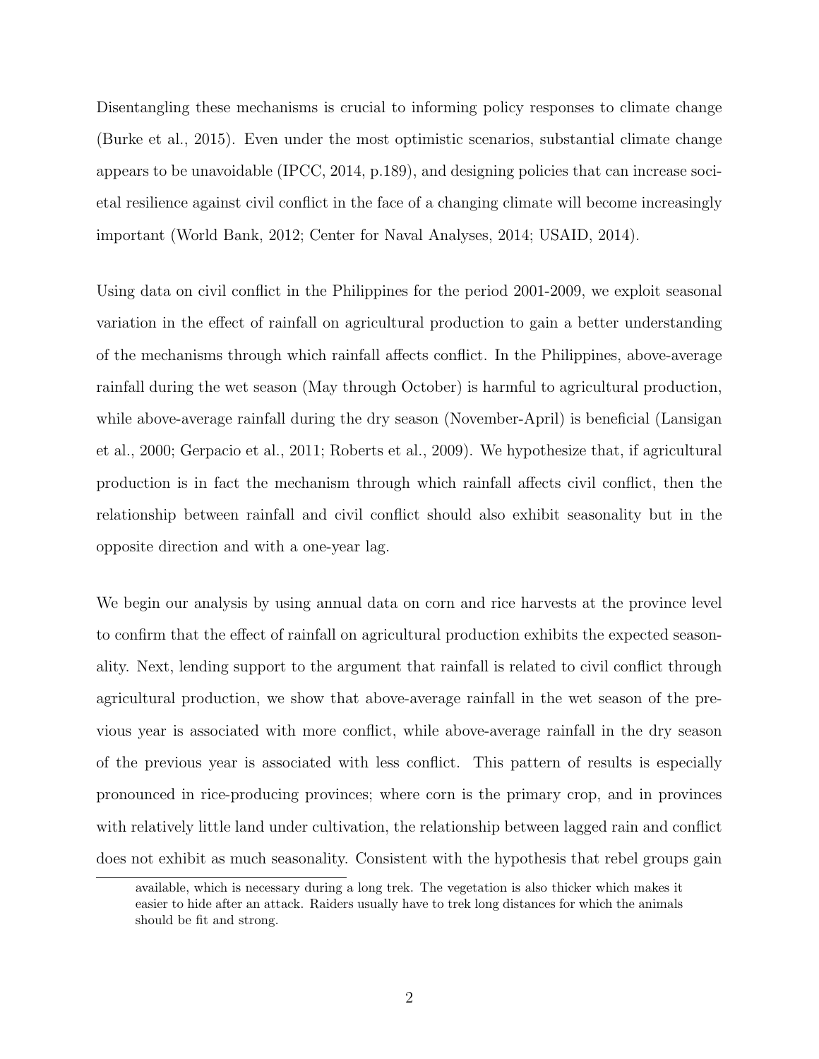Disentangling these mechanisms is crucial to informing policy responses to climate change (Burke et al., 2015). Even under the most optimistic scenarios, substantial climate change appears to be unavoidable (IPCC, 2014, p.189), and designing policies that can increase societal resilience against civil conflict in the face of a changing climate will become increasingly important (World Bank, 2012; Center for Naval Analyses, 2014; USAID, 2014).

Using data on civil conflict in the Philippines for the period 2001-2009, we exploit seasonal variation in the effect of rainfall on agricultural production to gain a better understanding of the mechanisms through which rainfall affects conflict. In the Philippines, above-average rainfall during the wet season (May through October) is harmful to agricultural production, while above-average rainfall during the dry season (November-April) is beneficial (Lansigan et al., 2000; Gerpacio et al., 2011; Roberts et al., 2009). We hypothesize that, if agricultural production is in fact the mechanism through which rainfall affects civil conflict, then the relationship between rainfall and civil conflict should also exhibit seasonality but in the opposite direction and with a one-year lag.

We begin our analysis by using annual data on corn and rice harvests at the province level to confirm that the effect of rainfall on agricultural production exhibits the expected seasonality. Next, lending support to the argument that rainfall is related to civil conflict through agricultural production, we show that above-average rainfall in the wet season of the previous year is associated with more conflict, while above-average rainfall in the dry season of the previous year is associated with less conflict. This pattern of results is especially pronounced in rice-producing provinces; where corn is the primary crop, and in provinces with relatively little land under cultivation, the relationship between lagged rain and conflict does not exhibit as much seasonality. Consistent with the hypothesis that rebel groups gain

available, which is necessary during a long trek. The vegetation is also thicker which makes it easier to hide after an attack. Raiders usually have to trek long distances for which the animals should be fit and strong.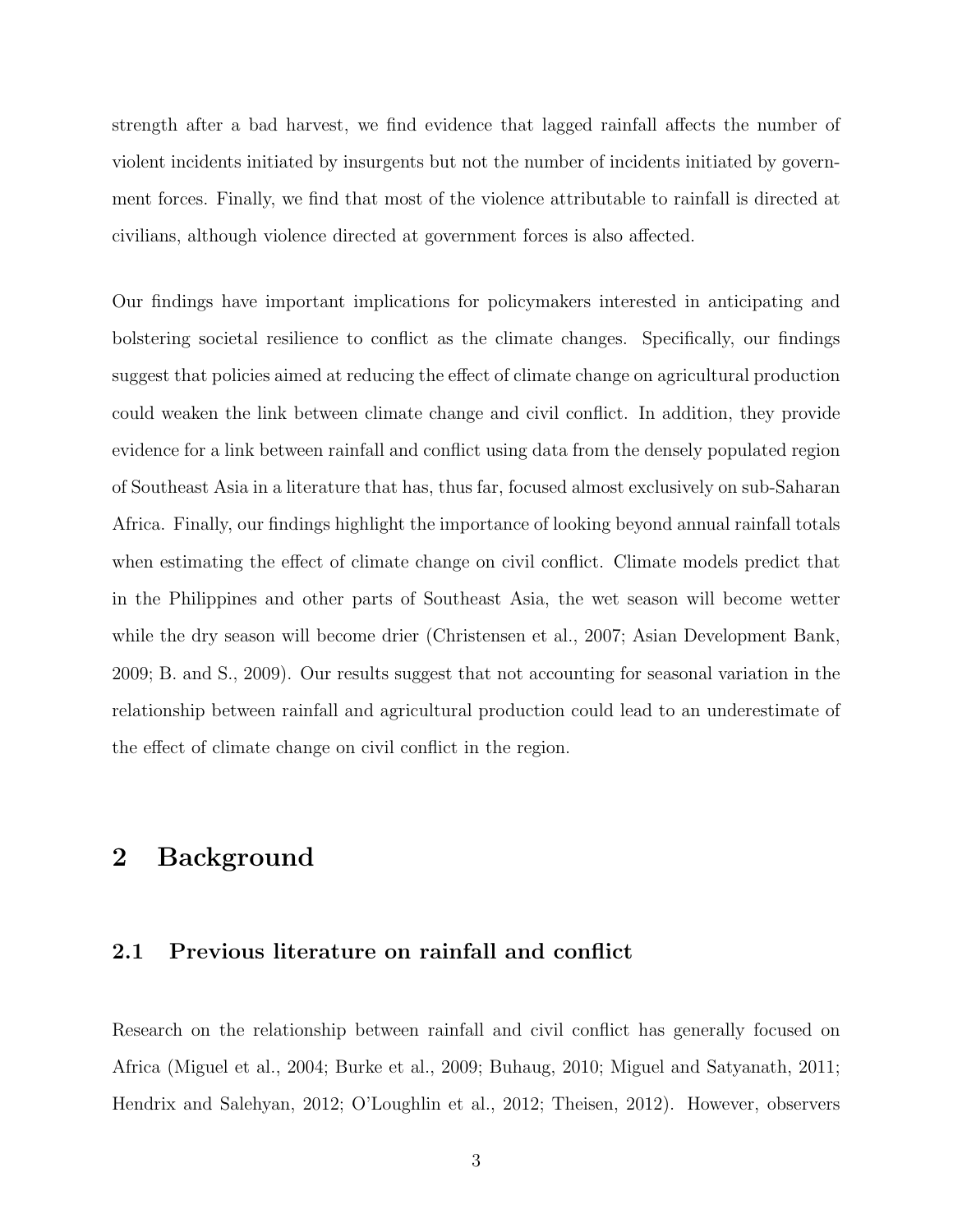strength after a bad harvest, we find evidence that lagged rainfall affects the number of violent incidents initiated by insurgents but not the number of incidents initiated by government forces. Finally, we find that most of the violence attributable to rainfall is directed at civilians, although violence directed at government forces is also affected.

Our findings have important implications for policymakers interested in anticipating and bolstering societal resilience to conflict as the climate changes. Specifically, our findings suggest that policies aimed at reducing the effect of climate change on agricultural production could weaken the link between climate change and civil conflict. In addition, they provide evidence for a link between rainfall and conflict using data from the densely populated region of Southeast Asia in a literature that has, thus far, focused almost exclusively on sub-Saharan Africa. Finally, our findings highlight the importance of looking beyond annual rainfall totals when estimating the effect of climate change on civil conflict. Climate models predict that in the Philippines and other parts of Southeast Asia, the wet season will become wetter while the dry season will become drier (Christensen et al., 2007; Asian Development Bank, 2009; B. and S., 2009). Our results suggest that not accounting for seasonal variation in the relationship between rainfall and agricultural production could lead to an underestimate of the effect of climate change on civil conflict in the region.

## 2 Background

### 2.1 Previous literature on rainfall and conflict

Research on the relationship between rainfall and civil conflict has generally focused on Africa (Miguel et al., 2004; Burke et al., 2009; Buhaug, 2010; Miguel and Satyanath, 2011; Hendrix and Salehyan, 2012; O'Loughlin et al., 2012; Theisen, 2012). However, observers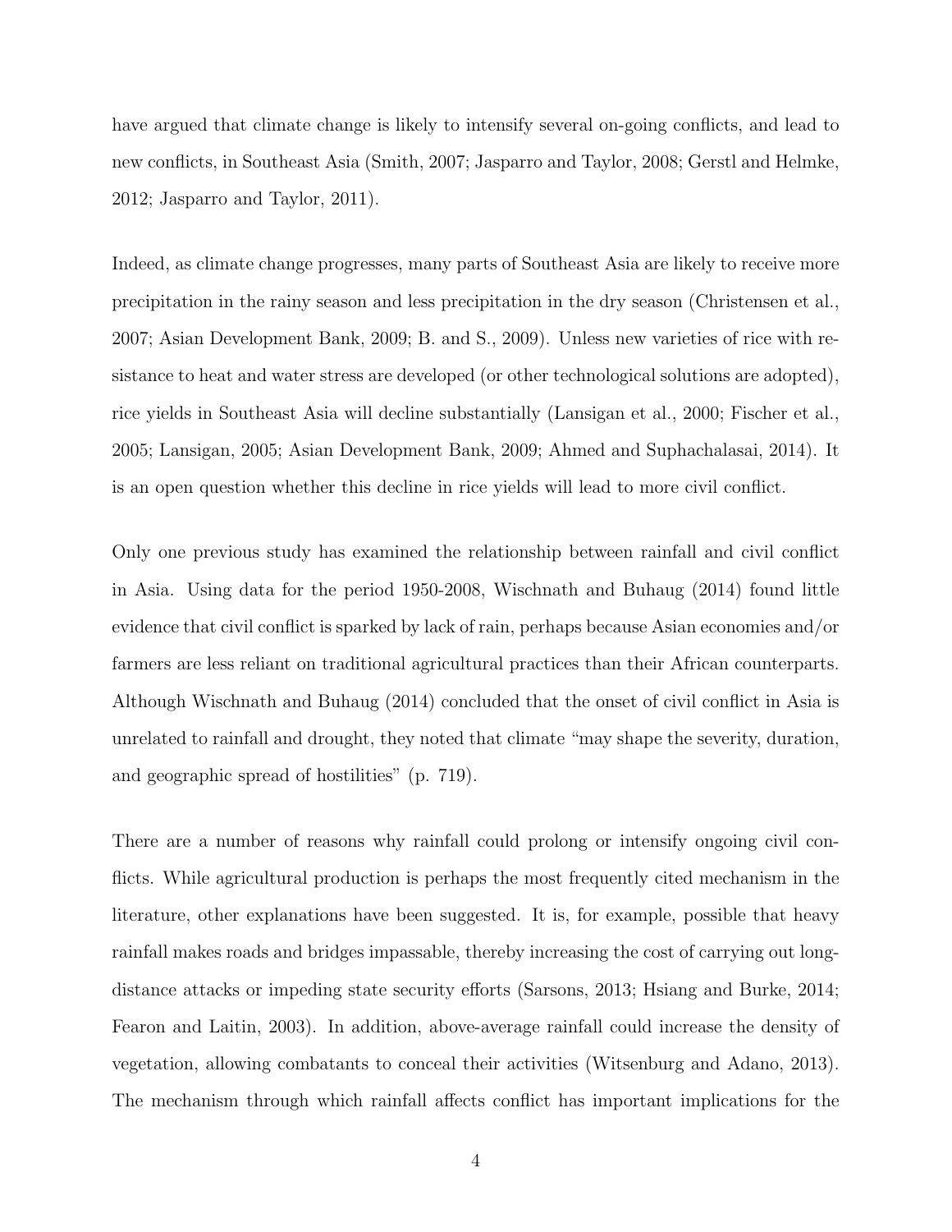have argued that climate change is likely to intensify several on-going conflicts, and lead to new conflicts, in Southeast Asia (Smith, 2007; Jasparro and Taylor, 2008; Gerstl and Helmke, 2012; Jasparro and Taylor, 2011).

Indeed, as climate change progresses, many parts of Southeast Asia are likely to receive more precipitation in the rainy season and less precipitation in the dry season (Christensen et al., 2007; Asian Development Bank, 2009; B. and S., 2009). Unless new varieties of rice with resistance to heat and water stress are developed (or other technological solutions are adopted), rice yields in Southeast Asia will decline substantially (Lansigan et al., 2000; Fischer et al., 2005; Lansigan, 2005; Asian Development Bank, 2009; Ahmed and Suphachalasai, 2014). It is an open question whether this decline in rice yields will lead to more civil conflict.

Only one previous study has examined the relationship between rainfall and civil conflict in Asia. Using data for the period 1950-2008, Wischnath and Buhaug (2014) found little evidence that civil conflict is sparked by lack of rain, perhaps because Asian economies and/or farmers are less reliant on traditional agricultural practices than their African counterparts. Although Wischnath and Buhaug (2014) concluded that the onset of civil conflict in Asia is unrelated to rainfall and drought, they noted that climate "may shape the severity, duration, and geographic spread of hostilities" (p. 719).

There are a number of reasons why rainfall could prolong or intensify ongoing civil conflicts. While agricultural production is perhaps the most frequently cited mechanism in the literature, other explanations have been suggested. It is, for example, possible that heavy rainfall makes roads and bridges impassable, thereby increasing the cost of carrying out long-distance attacks or impeding state security efforts (Sarsons, 2013; Hsiang and Burke, 2014; Fearon and Laitin, 2003). In addition, above-average rainfall could increase the density of vegetation, allowing combatants to conceal their activities (Witsenburg and Adano, 2013). The mechanism through which rainfall affects conflict has important implications for the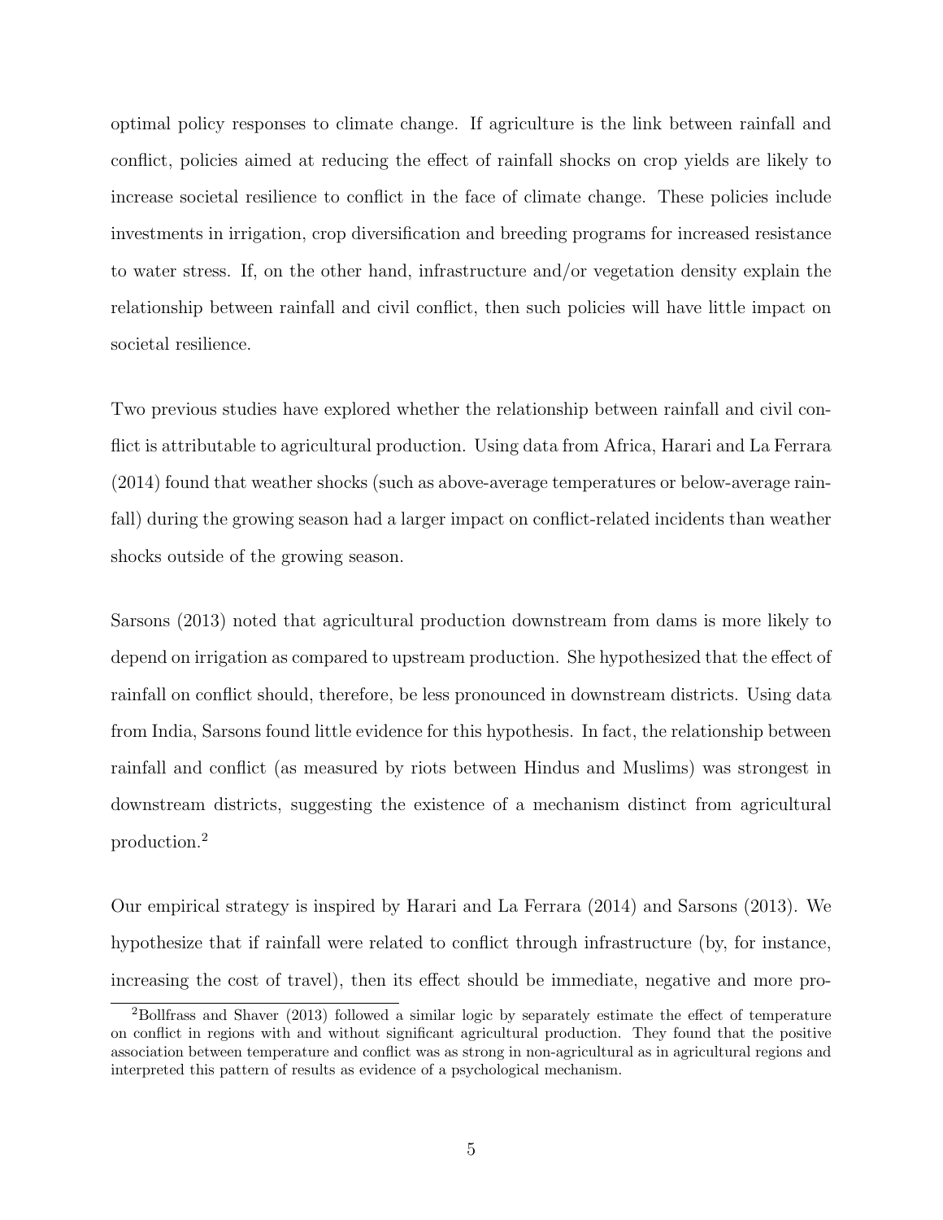optimal policy responses to climate change. If agriculture is the link between rainfall and conflict, policies aimed at reducing the effect of rainfall shocks on crop yields are likely to increase societal resilience to conflict in the face of climate change. These policies include investments in irrigation, crop diversification and breeding programs for increased resistance to water stress. If, on the other hand, infrastructure and/or vegetation density explain the relationship between rainfall and civil conflict, then such policies will have little impact on societal resilience.

Two previous studies have explored whether the relationship between rainfall and civil conflict is attributable to agricultural production. Using data from Africa, Harari and La Ferrara (2014) found that weather shocks (such as above-average temperatures or below-average rainfall) during the growing season had a larger impact on conflict-related incidents than weather shocks outside of the growing season.

Sarsons (2013) noted that agricultural production downstream from dams is more likely to depend on irrigation as compared to upstream production. She hypothesized that the effect of rainfall on conflict should, therefore, be less pronounced in downstream districts. Using data from India, Sarsons found little evidence for this hypothesis. In fact, the relationship between rainfall and conflict (as measured by riots between Hindus and Muslims) was strongest in downstream districts, suggesting the existence of a mechanism distinct from agricultural production.[2]

Our empirical strategy is inspired by Harari and La Ferrara (2014) and Sarsons (2013). We hypothesize that if rainfall were related to conflict through infrastructure (by, for instance, increasing the cost of travel), then its effect should be immediate, negative and more pro-

[2]Bollfrass and Shaver (2013) followed a similar logic by separately estimate the effect of temperature on conflict in regions with and without significant agricultural production. They found that the positive association between temperature and conflict was as strong in non-agricultural as in agricultural regions and interpreted this pattern of results as evidence of a psychological mechanism.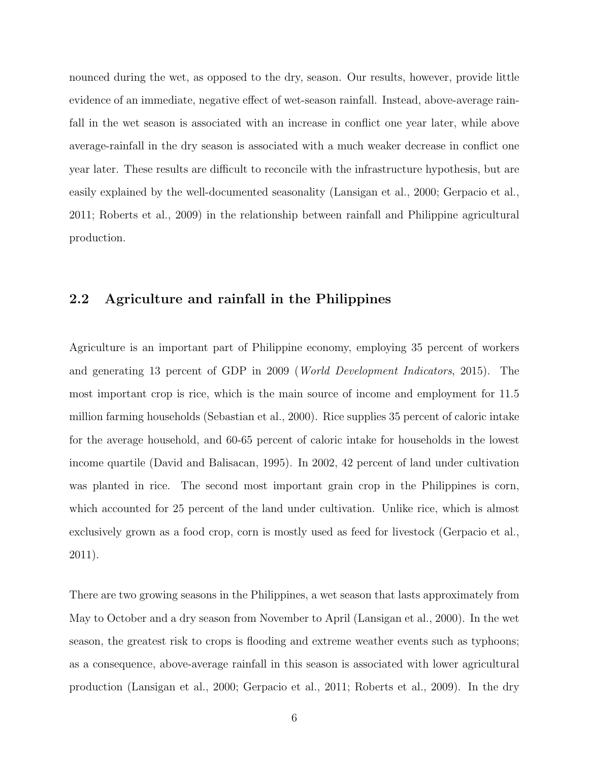nounced during the wet, as opposed to the dry, season. Our results, however, provide little evidence of an immediate, negative effect of wet-season rainfall. Instead, above-average rainfall in the wet season is associated with an increase in conflict one year later, while above average-rainfall in the dry season is associated with a much weaker decrease in conflict one year later. These results are difficult to reconcile with the infrastructure hypothesis, but are easily explained by the well-documented seasonality (Lansigan et al., 2000; Gerpacio et al., 2011; Roberts et al., 2009) in the relationship between rainfall and Philippine agricultural production.

## 2.2 Agriculture and rainfall in the Philippines

Agriculture is an important part of Philippine economy, employing 35 percent of workers and generating 13 percent of GDP in 2009 (*World Development Indicators*, 2015). The most important crop is rice, which is the main source of income and employment for 11.5 million farming households (Sebastian et al., 2000). Rice supplies 35 percent of caloric intake for the average household, and 60-65 percent of caloric intake for households in the lowest income quartile (David and Balisacan, 1995). In 2002, 42 percent of land under cultivation was planted in rice. The second most important grain crop in the Philippines is corn, which accounted for 25 percent of the land under cultivation. Unlike rice, which is almost exclusively grown as a food crop, corn is mostly used as feed for livestock (Gerpacio et al., 2011).

There are two growing seasons in the Philippines, a wet season that lasts approximately from May to October and a dry season from November to April (Lansigan et al., 2000). In the wet season, the greatest risk to crops is flooding and extreme weather events such as typhoons; as a consequence, above-average rainfall in this season is associated with lower agricultural production (Lansigan et al., 2000; Gerpacio et al., 2011; Roberts et al., 2009). In the dry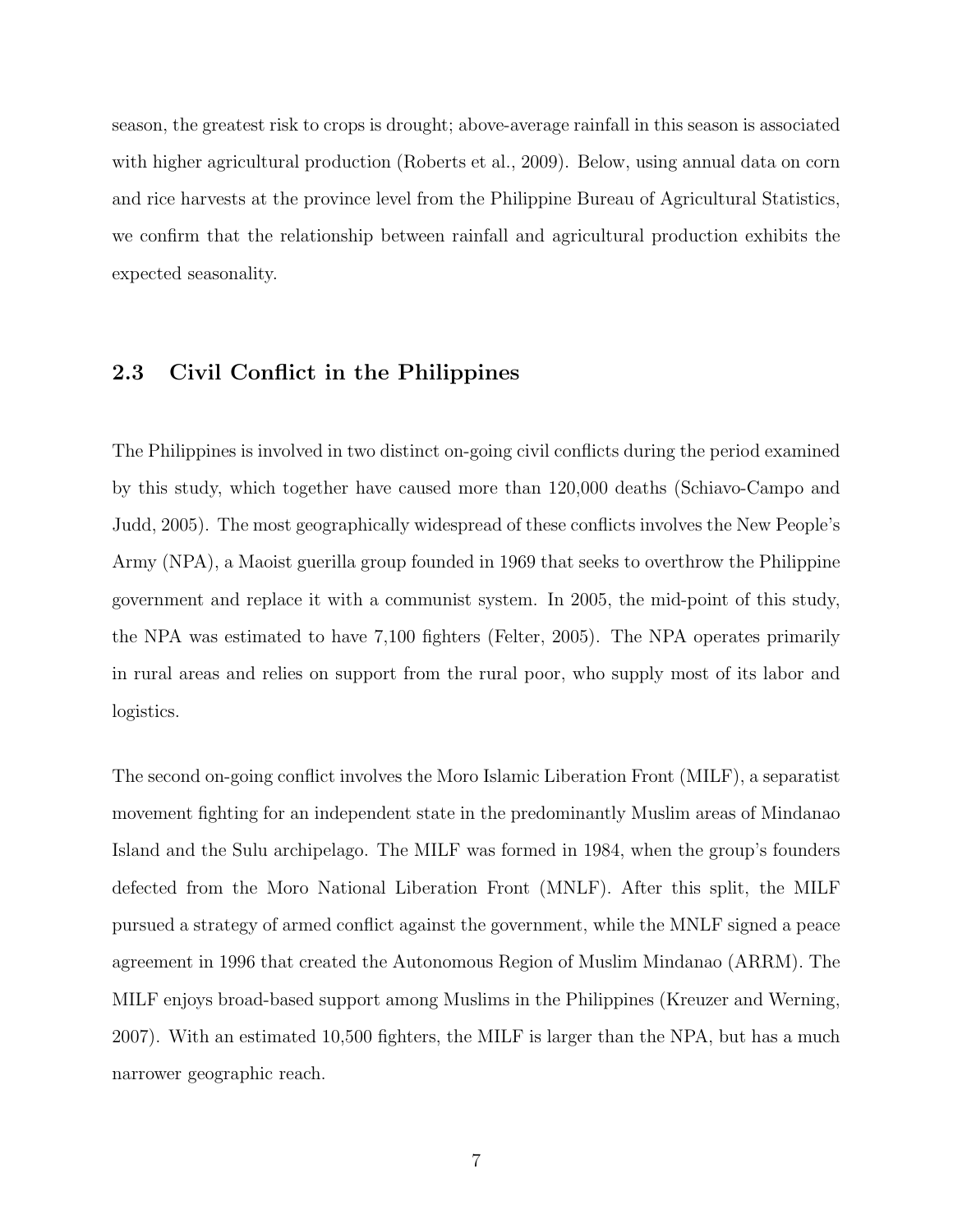season, the greatest risk to crops is drought; above-average rainfall in this season is associated with higher agricultural production (Roberts et al., 2009). Below, using annual data on corn and rice harvests at the province level from the Philippine Bureau of Agricultural Statistics, we confirm that the relationship between rainfall and agricultural production exhibits the expected seasonality.

### 2.3 Civil Conflict in the Philippines

The Philippines is involved in two distinct on-going civil conflicts during the period examined by this study, which together have caused more than 120,000 deaths (Schiavo-Campo and Judd, 2005). The most geographically widespread of these conflicts involves the New People's Army (NPA), a Maoist guerilla group founded in 1969 that seeks to overthrow the Philippine government and replace it with a communist system. In 2005, the mid-point of this study, the NPA was estimated to have 7,100 fighters (Felter, 2005). The NPA operates primarily in rural areas and relies on support from the rural poor, who supply most of its labor and logistics.

The second on-going conflict involves the Moro Islamic Liberation Front (MILF), a separatist movement fighting for an independent state in the predominantly Muslim areas of Mindanao Island and the Sulu archipelago. The MILF was formed in 1984, when the group's founders defected from the Moro National Liberation Front (MNLF). After this split, the MILF pursued a strategy of armed conflict against the government, while the MNLF signed a peace agreement in 1996 that created the Autonomous Region of Muslim Mindanao (ARRM). The MILF enjoys broad-based support among Muslims in the Philippines (Kreuzer and Werning, 2007). With an estimated 10,500 fighters, the MILF is larger than the NPA, but has a much narrower geographic reach.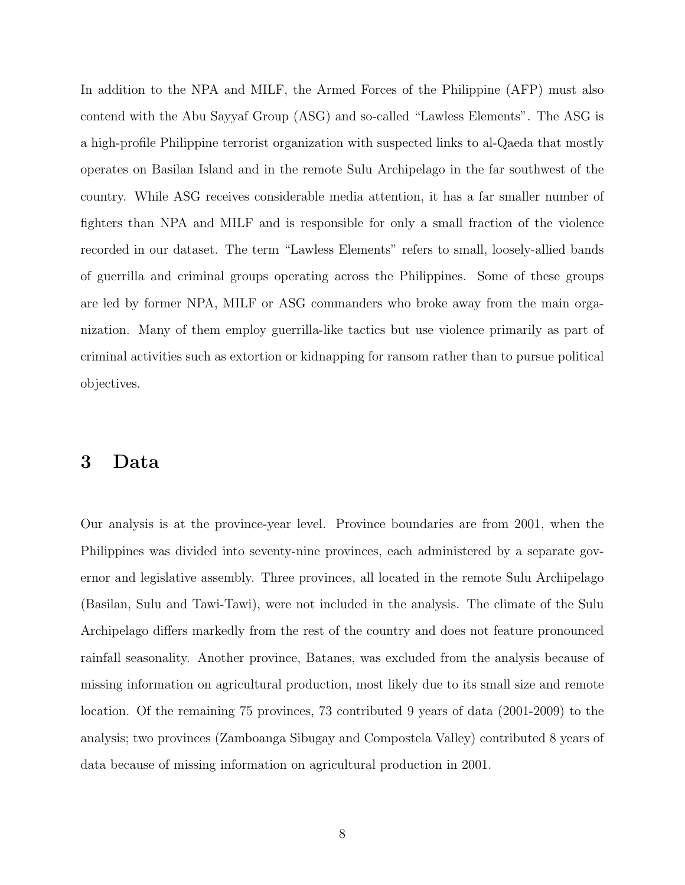In addition to the NPA and MILF, the Armed Forces of the Philippine (AFP) must also contend with the Abu Sayyaf Group (ASG) and so-called "Lawless Elements". The ASG is a high-profile Philippine terrorist organization with suspected links to al-Qaeda that mostly operates on Basilan Island and in the remote Sulu Archipelago in the far southwest of the country. While ASG receives considerable media attention, it has a far smaller number of fighters than NPA and MILF and is responsible for only a small fraction of the violence recorded in our dataset. The term "Lawless Elements" refers to small, loosely-allied bands of guerrilla and criminal groups operating across the Philippines. Some of these groups are led by former NPA, MILF or ASG commanders who broke away from the main organization. Many of them employ guerrilla-like tactics but use violence primarily as part of criminal activities such as extortion or kidnapping for ransom rather than to pursue political objectives.

# 3 Data

Our analysis is at the province-year level. Province boundaries are from 2001, when the Philippines was divided into seventy-nine provinces, each administered by a separate governor and legislative assembly. Three provinces, all located in the remote Sulu Archipelago (Basilan, Sulu and Tawi-Tawi), were not included in the analysis. The climate of the Sulu Archipelago differs markedly from the rest of the country and does not feature pronounced rainfall seasonality. Another province, Batanes, was excluded from the analysis because of missing information on agricultural production, most likely due to its small size and remote location. Of the remaining 75 provinces, 73 contributed 9 years of data (2001-2009) to the analysis; two provinces (Zamboanga Sibugay and Compostela Valley) contributed 8 years of data because of missing information on agricultural production in 2001.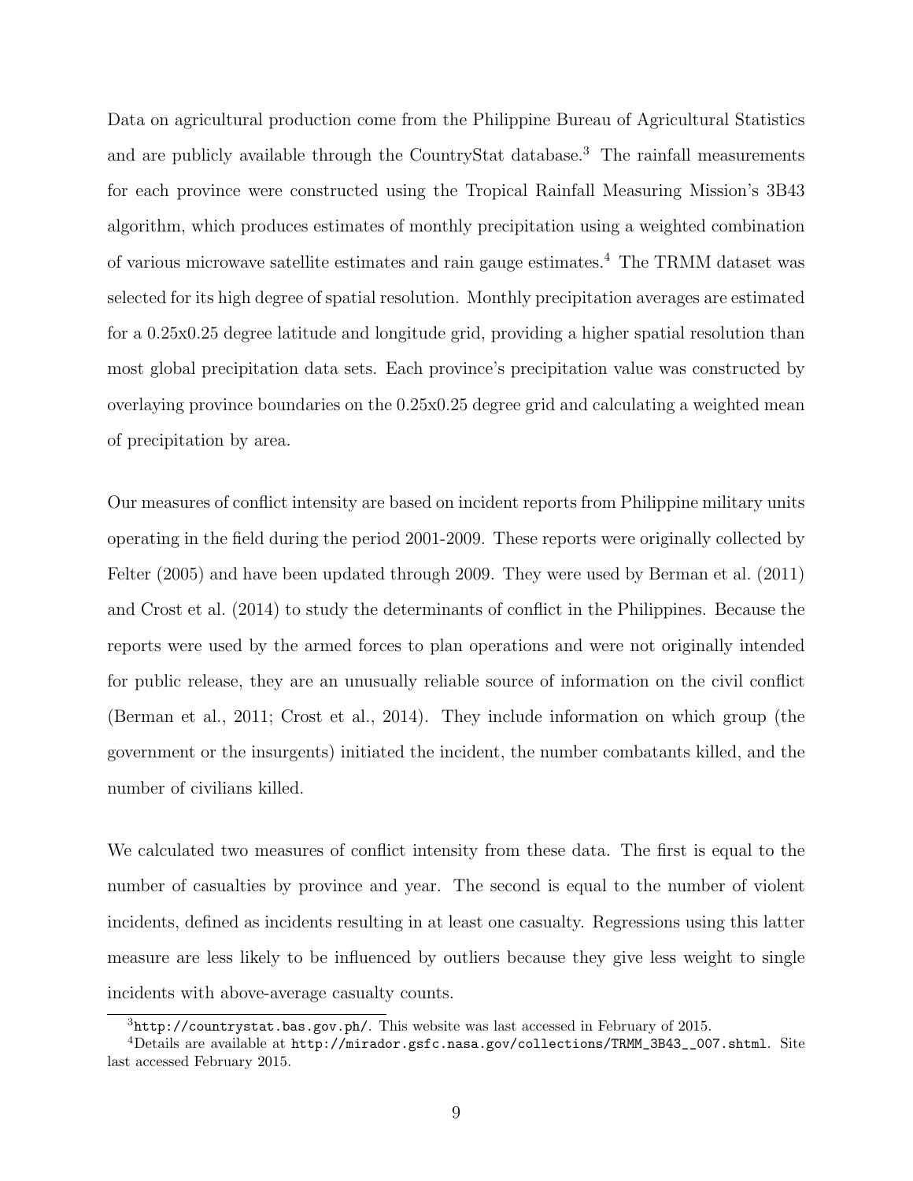Data on agricultural production come from the Philippine Bureau of Agricultural Statistics and are publicly available through the CountryStat database.[3] The rainfall measurements for each province were constructed using the Tropical Rainfall Measuring Mission's 3B43 algorithm, which produces estimates of monthly precipitation using a weighted combination of various microwave satellite estimates and rain gauge estimates.[4] The TRMM dataset was selected for its high degree of spatial resolution. Monthly precipitation averages are estimated for a 0.25x0.25 degree latitude and longitude grid, providing a higher spatial resolution than most global precipitation data sets. Each province's precipitation value was constructed by overlaying province boundaries on the 0.25x0.25 degree grid and calculating a weighted mean of precipitation by area.

Our measures of conflict intensity are based on incident reports from Philippine military units operating in the field during the period 2001-2009. These reports were originally collected by Felter (2005) and have been updated through 2009. They were used by Berman et al. (2011) and Crost et al. (2014) to study the determinants of conflict in the Philippines. Because the reports were used by the armed forces to plan operations and were not originally intended for public release, they are an unusually reliable source of information on the civil conflict (Berman et al., 2011; Crost et al., 2014). They include information on which group (the government or the insurgents) initiated the incident, the number combatants killed, and the number of civilians killed.

We calculated two measures of conflict intensity from these data. The first is equal to the number of casualties by province and year. The second is equal to the number of violent incidents, defined as incidents resulting in at least one casualty. Regressions using this latter measure are less likely to be influenced by outliers because they give less weight to single incidents with above-average casualty counts.

[3] `http://countrystat.bas.gov.ph/`. This website was last accessed in February of 2015.

[4] Details are available at `http://mirador.gsfc.nasa.gov/collections/TRMM_3B43__007.shtml`. Site last accessed February 2015.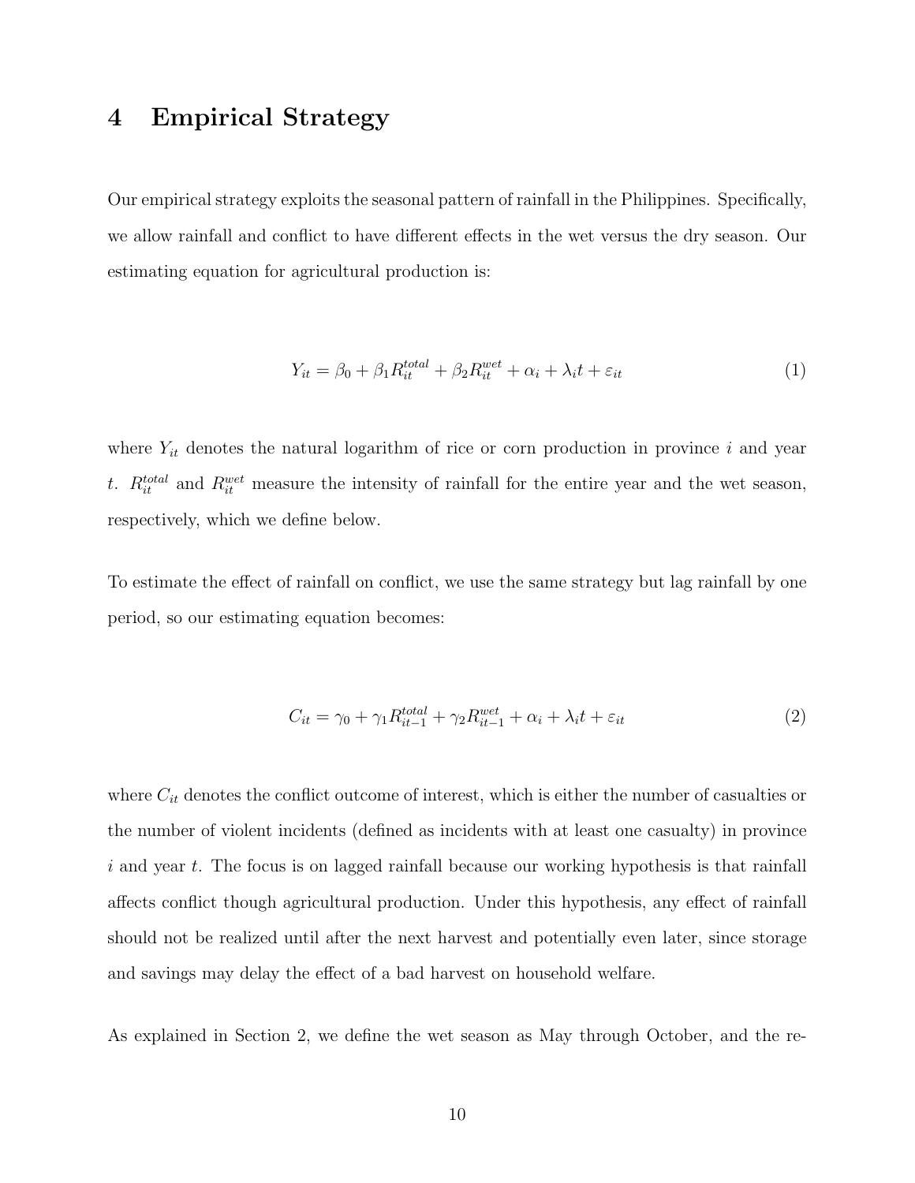# 4 Empirical Strategy

Our empirical strategy exploits the seasonal pattern of rainfall in the Philippines. Specifically, we allow rainfall and conflict to have different effects in the wet versus the dry season. Our estimating equation for agricultural production is:

$$Y_{it} = \beta_0 + \beta_1 R_{it}^{total} + \beta_2 R_{it}^{wet} + \alpha_i + \lambda_i t + \varepsilon_{it} \tag{1}$$

where $Y_{it}$ denotes the natural logarithm of rice or corn production in province $i$ and year $t$. $R_{it}^{total}$ and $R_{it}^{wet}$ measure the intensity of rainfall for the entire year and the wet season, respectively, which we define below.

To estimate the effect of rainfall on conflict, we use the same strategy but lag rainfall by one period, so our estimating equation becomes:

$$C_{it} = \gamma_0 + \gamma_1 R_{it-1}^{total} + \gamma_2 R_{it-1}^{wet} + \alpha_i + \lambda_i t + \varepsilon_{it} \tag{2}$$

where $C_{it}$ denotes the conflict outcome of interest, which is either the number of casualties or the number of violent incidents (defined as incidents with at least one casualty) in province $i$ and year $t$. The focus is on lagged rainfall because our working hypothesis is that rainfall affects conflict though agricultural production. Under this hypothesis, any effect of rainfall should not be realized until after the next harvest and potentially even later, since storage and savings may delay the effect of a bad harvest on household welfare.

As explained in Section 2, we define the wet season as May through October, and the re-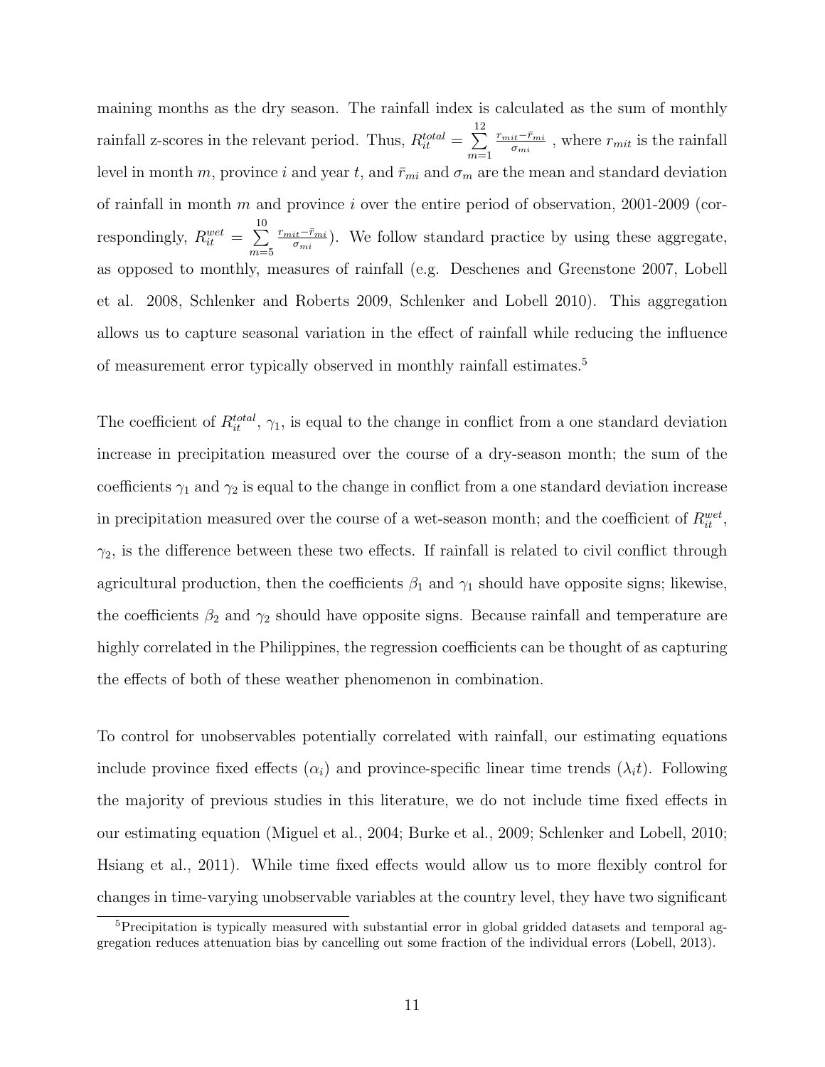maining months as the dry season. The rainfall index is calculated as the sum of monthly rainfall z-scores in the relevant period. Thus, $R_{it}^{total} = \sum_{m=1}^{12} \frac{r_{mit} - \bar{r}_{mi}}{\sigma_{mi}}$ , where $r_{mit}$ is the rainfall level in month $m$, province $i$ and year $t$, and $\bar{r}_{mi}$ and $\sigma_m$ are the mean and standard deviation of rainfall in month $m$ and province $i$ over the entire period of observation, 2001-2009 (correspondingly, $R_{it}^{wet} = \sum_{m=5}^{10} \frac{r_{mit} - \bar{r}_{mi}}{\sigma_{mi}}$). We follow standard practice by using these aggregate, as opposed to monthly, measures of rainfall (e.g. Deschenes and Greenstone 2007, Lobell et al. 2008, Schlenker and Roberts 2009, Schlenker and Lobell 2010). This aggregation allows us to capture seasonal variation in the effect of rainfall while reducing the influence of measurement error typically observed in monthly rainfall estimates.[5]

The coefficient of $R_{it}^{total}$, $\gamma_1$, is equal to the change in conflict from a one standard deviation increase in precipitation measured over the course of a dry-season month; the sum of the coefficients $\gamma_1$ and $\gamma_2$ is equal to the change in conflict from a one standard deviation increase in precipitation measured over the course of a wet-season month; and the coefficient of $R_{it}^{wet}$, $\gamma_2$, is the difference between these two effects. If rainfall is related to civil conflict through agricultural production, then the coefficients $\beta_1$ and $\gamma_1$ should have opposite signs; likewise, the coefficients $\beta_2$ and $\gamma_2$ should have opposite signs. Because rainfall and temperature are highly correlated in the Philippines, the regression coefficients can be thought of as capturing the effects of both of these weather phenomenon in combination.

To control for unobservables potentially correlated with rainfall, our estimating equations include province fixed effects ($\alpha_i$) and province-specific linear time trends ($\lambda_i t$). Following the majority of previous studies in this literature, we do not include time fixed effects in our estimating equation (Miguel et al., 2004; Burke et al., 2009; Schlenker and Lobell, 2010; Hsiang et al., 2011). While time fixed effects would allow us to more flexibly control for changes in time-varying unobservable variables at the country level, they have two significant

[5] Precipitation is typically measured with substantial error in global gridded datasets and temporal aggregation reduces attenuation bias by cancelling out some fraction of the individual errors (Lobell, 2013).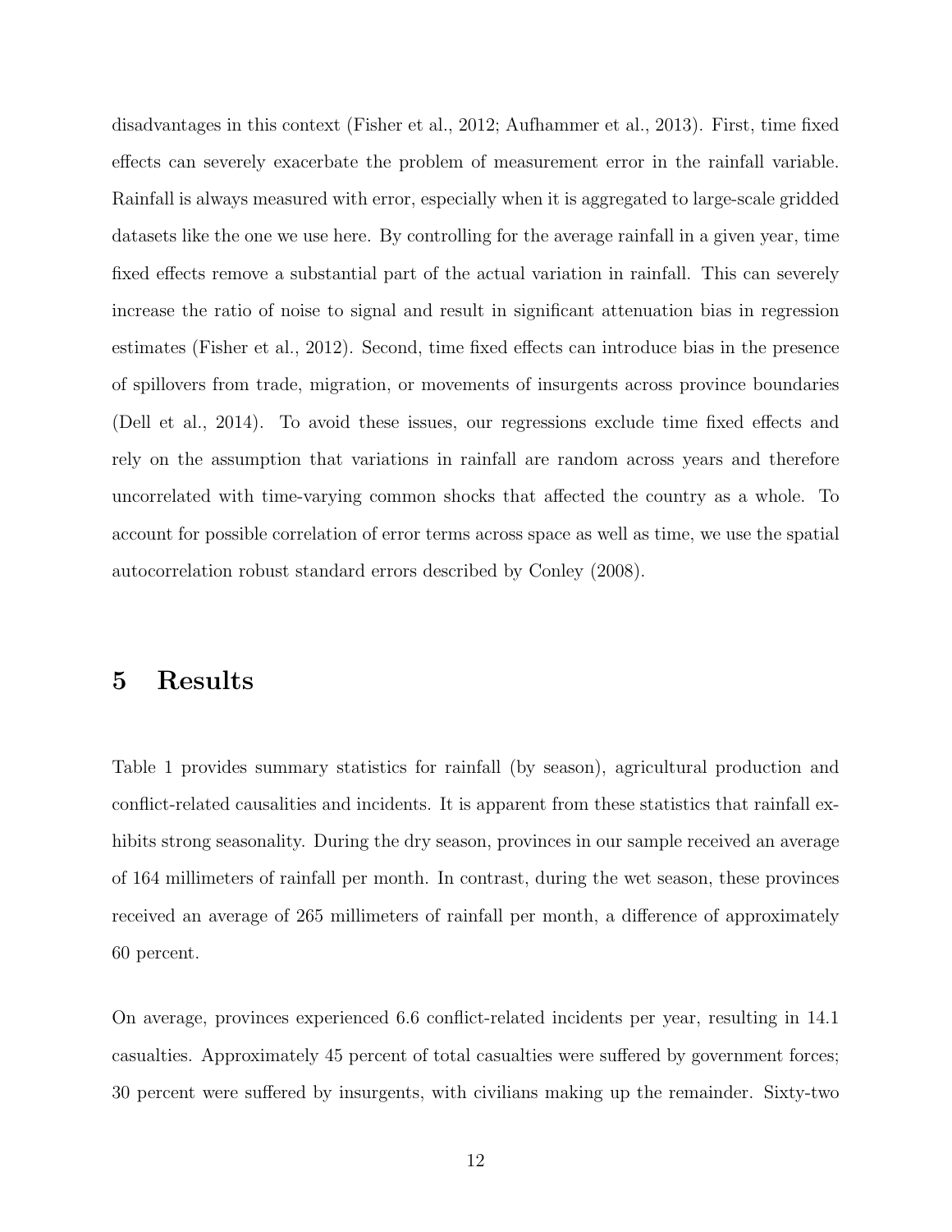disadvantages in this context (Fisher et al., 2012; Aufhammer et al., 2013). First, time fixed effects can severely exacerbate the problem of measurement error in the rainfall variable. Rainfall is always measured with error, especially when it is aggregated to large-scale gridded datasets like the one we use here. By controlling for the average rainfall in a given year, time fixed effects remove a substantial part of the actual variation in rainfall. This can severely increase the ratio of noise to signal and result in significant attenuation bias in regression estimates (Fisher et al., 2012). Second, time fixed effects can introduce bias in the presence of spillovers from trade, migration, or movements of insurgents across province boundaries (Dell et al., 2014). To avoid these issues, our regressions exclude time fixed effects and rely on the assumption that variations in rainfall are random across years and therefore uncorrelated with time-varying common shocks that affected the country as a whole. To account for possible correlation of error terms across space as well as time, we use the spatial autocorrelation robust standard errors described by Conley (2008).

# 5 Results

Table 1 provides summary statistics for rainfall (by season), agricultural production and conflict-related causalities and incidents. It is apparent from these statistics that rainfall exhibits strong seasonality. During the dry season, provinces in our sample received an average of 164 millimeters of rainfall per month. In contrast, during the wet season, these provinces received an average of 265 millimeters of rainfall per month, a difference of approximately 60 percent.

On average, provinces experienced 6.6 conflict-related incidents per year, resulting in 14.1 casualties. Approximately 45 percent of total casualties were suffered by government forces; 30 percent were suffered by insurgents, with civilians making up the remainder. Sixty-two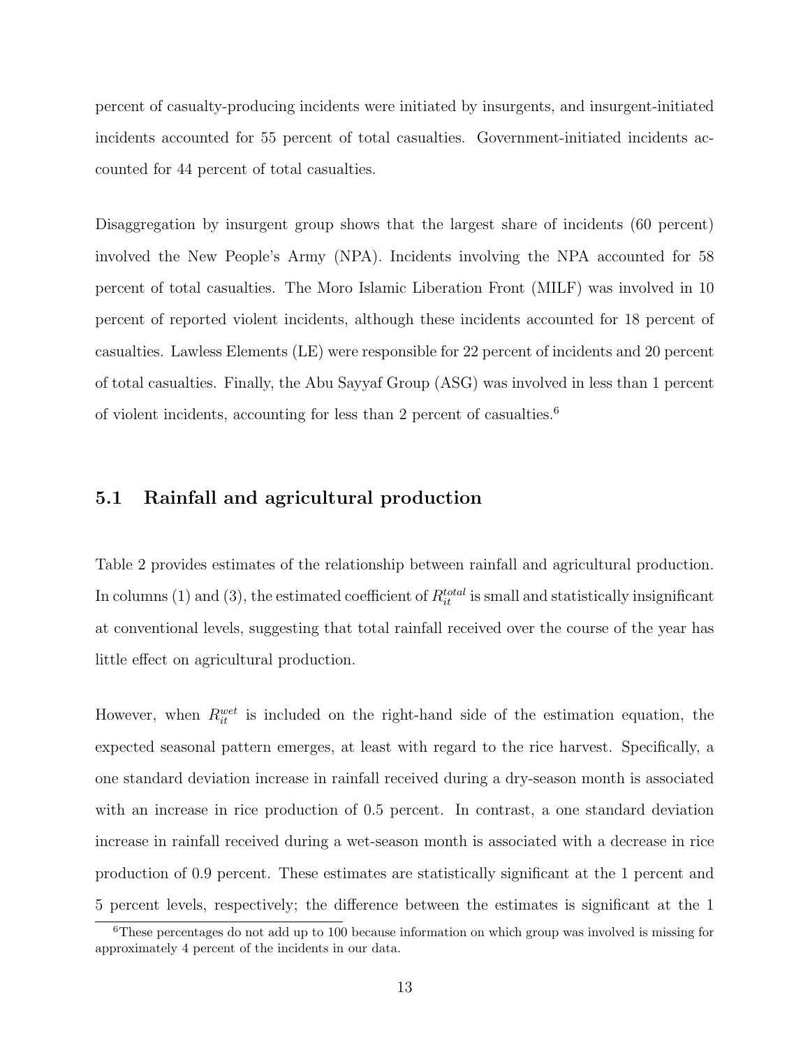percent of casualty-producing incidents were initiated by insurgents, and insurgent-initiated incidents accounted for 55 percent of total casualties. Government-initiated incidents accounted for 44 percent of total casualties.

Disaggregation by insurgent group shows that the largest share of incidents (60 percent) involved the New People's Army (NPA). Incidents involving the NPA accounted for 58 percent of total casualties. The Moro Islamic Liberation Front (MILF) was involved in 10 percent of reported violent incidents, although these incidents accounted for 18 percent of casualties. Lawless Elements (LE) were responsible for 22 percent of incidents and 20 percent of total casualties. Finally, the Abu Sayyaf Group (ASG) was involved in less than 1 percent of violent incidents, accounting for less than 2 percent of casualties.[6]

## 5.1 Rainfall and agricultural production

Table 2 provides estimates of the relationship between rainfall and agricultural production. In columns (1) and (3), the estimated coefficient of $R_{it}^{total}$ is small and statistically insignificant at conventional levels, suggesting that total rainfall received over the course of the year has little effect on agricultural production.

However, when $R_{it}^{wet}$ is included on the right-hand side of the estimation equation, the expected seasonal pattern emerges, at least with regard to the rice harvest. Specifically, a one standard deviation increase in rainfall received during a dry-season month is associated with an increase in rice production of 0.5 percent. In contrast, a one standard deviation increase in rainfall received during a wet-season month is associated with a decrease in rice production of 0.9 percent. These estimates are statistically significant at the 1 percent and 5 percent levels, respectively; the difference between the estimates is significant at the 1

[6] These percentages do not add up to 100 because information on which group was involved is missing for approximately 4 percent of the incidents in our data.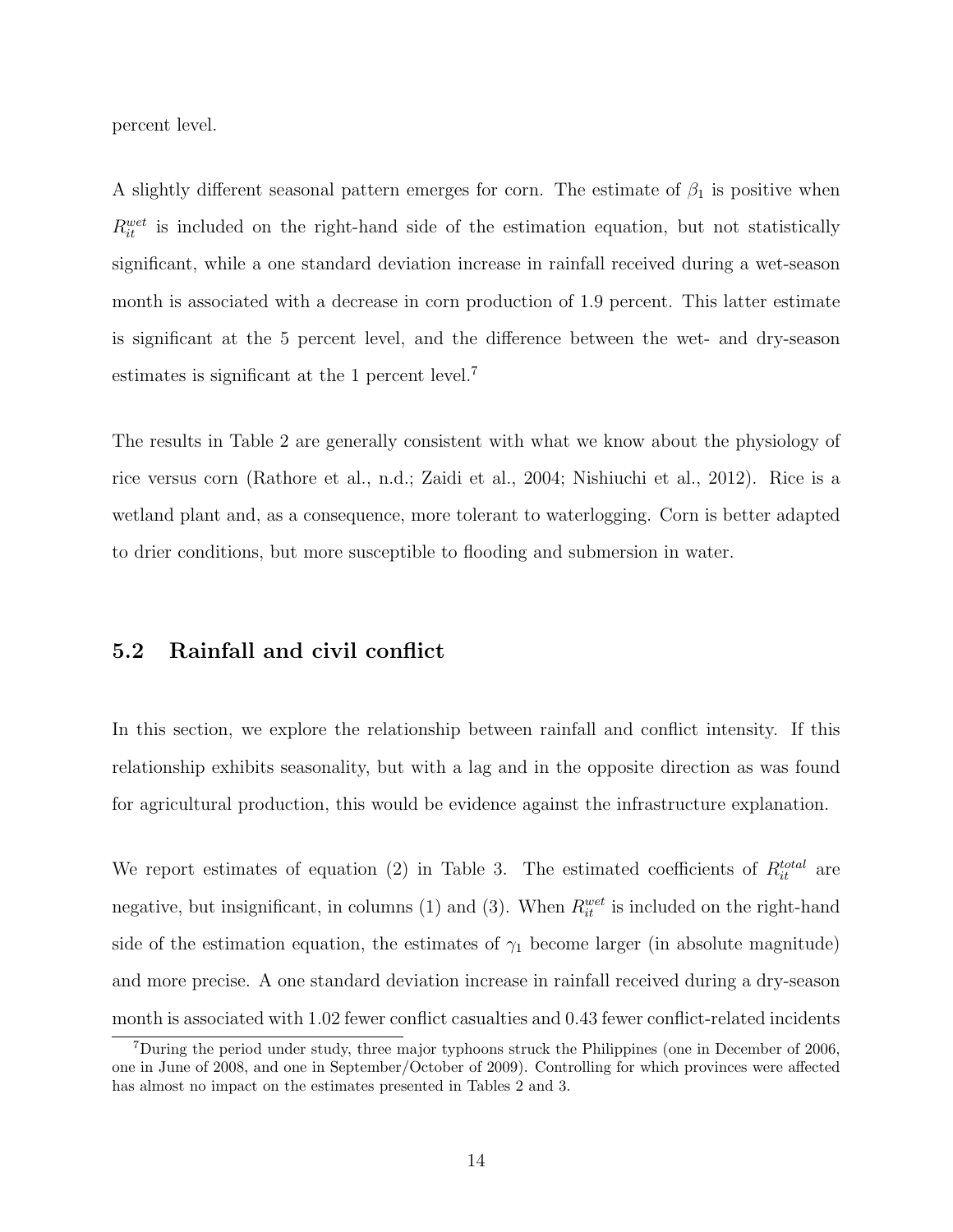percent level.

A slightly different seasonal pattern emerges for corn. The estimate of $\beta_1$ is positive when $R_{it}^{wet}$ is included on the right-hand side of the estimation equation, but not statistically significant, while a one standard deviation increase in rainfall received during a wet-season month is associated with a decrease in corn production of 1.9 percent. This latter estimate is significant at the 5 percent level, and the difference between the wet- and dry-season estimates is significant at the 1 percent level.[7]

The results in Table 2 are generally consistent with what we know about the physiology of rice versus corn (Rathore et al., n.d.; Zaidi et al., 2004; Nishiuchi et al., 2012). Rice is a wetland plant and, as a consequence, more tolerant to waterlogging. Corn is better adapted to drier conditions, but more susceptible to flooding and submersion in water.

## 5.2 Rainfall and civil conflict

In this section, we explore the relationship between rainfall and conflict intensity. If this relationship exhibits seasonality, but with a lag and in the opposite direction as was found for agricultural production, this would be evidence against the infrastructure explanation.

We report estimates of equation (2) in Table 3. The estimated coefficients of $R_{it}^{total}$ are negative, but insignificant, in columns (1) and (3). When $R_{it}^{wet}$ is included on the right-hand side of the estimation equation, the estimates of $\gamma_1$ become larger (in absolute magnitude) and more precise. A one standard deviation increase in rainfall received during a dry-season month is associated with 1.02 fewer conflict casualties and 0.43 fewer conflict-related incidents

[7]During the period under study, three major typhoons struck the Philippines (one in December of 2006, one in June of 2008, and one in September/October of 2009). Controlling for which provinces were affected has almost no impact on the estimates presented in Tables 2 and 3.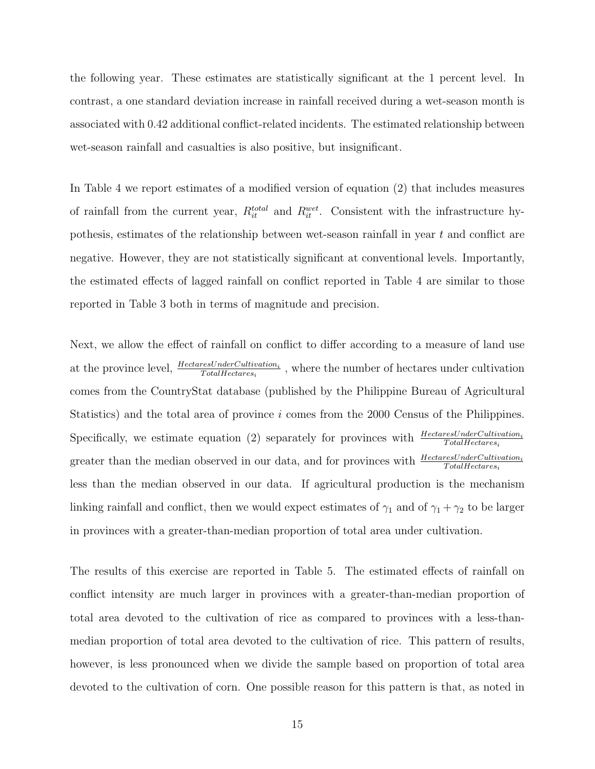the following year. These estimates are statistically significant at the 1 percent level. In contrast, a one standard deviation increase in rainfall received during a wet-season month is associated with 0.42 additional conflict-related incidents. The estimated relationship between wet-season rainfall and casualties is also positive, but insignificant.

In Table 4 we report estimates of a modified version of equation (2) that includes measures of rainfall from the current year, $R_{it}^{total}$ and $R_{it}^{wet}$. Consistent with the infrastructure hypothesis, estimates of the relationship between wet-season rainfall in year $t$ and conflict are negative. However, they are not statistically significant at conventional levels. Importantly, the estimated effects of lagged rainfall on conflict reported in Table 4 are similar to those reported in Table 3 both in terms of magnitude and precision.

Next, we allow the effect of rainfall on conflict to differ according to a measure of land use at the province level, $\frac{HectaresUnderCultivation_i}{TotalHectares_i}$ , where the number of hectares under cultivation comes from the CountryStat database (published by the Philippine Bureau of Agricultural Statistics) and the total area of province $i$ comes from the 2000 Census of the Philippines. Specifically, we estimate equation (2) separately for provinces with $\frac{HectaresUnderCultivation_i}{TotalHectares_i}$ greater than the median observed in our data, and for provinces with $\frac{HectaresUnderCultivation_i}{TotalHectares_i}$ less than the median observed in our data. If agricultural production is the mechanism linking rainfall and conflict, then we would expect estimates of $\gamma_1$ and of $\gamma_1 + \gamma_2$ to be larger in provinces with a greater-than-median proportion of total area under cultivation.

The results of this exercise are reported in Table 5. The estimated effects of rainfall on conflict intensity are much larger in provinces with a greater-than-median proportion of total area devoted to the cultivation of rice as compared to provinces with a less-than-median proportion of total area devoted to the cultivation of rice. This pattern of results, however, is less pronounced when we divide the sample based on proportion of total area devoted to the cultivation of corn. One possible reason for this pattern is that, as noted in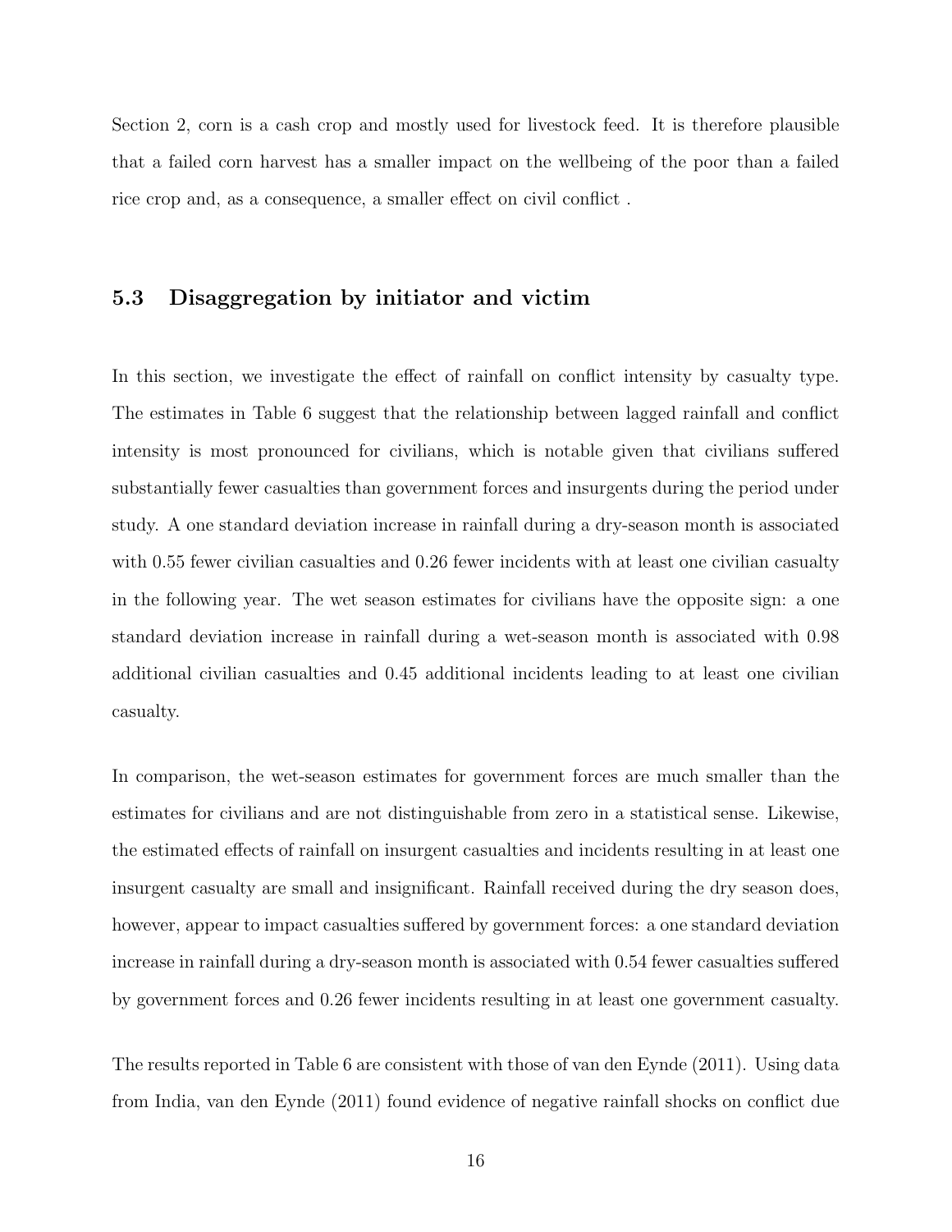Section 2, corn is a cash crop and mostly used for livestock feed. It is therefore plausible that a failed corn harvest has a smaller impact on the wellbeing of the poor than a failed rice crop and, as a consequence, a smaller effect on civil conflict .

### 5.3 Disaggregation by initiator and victim

In this section, we investigate the effect of rainfall on conflict intensity by casualty type. The estimates in Table 6 suggest that the relationship between lagged rainfall and conflict intensity is most pronounced for civilians, which is notable given that civilians suffered substantially fewer casualties than government forces and insurgents during the period under study. A one standard deviation increase in rainfall during a dry-season month is associated with 0.55 fewer civilian casualties and 0.26 fewer incidents with at least one civilian casualty in the following year. The wet season estimates for civilians have the opposite sign: a one standard deviation increase in rainfall during a wet-season month is associated with 0.98 additional civilian casualties and 0.45 additional incidents leading to at least one civilian casualty.

In comparison, the wet-season estimates for government forces are much smaller than the estimates for civilians and are not distinguishable from zero in a statistical sense. Likewise, the estimated effects of rainfall on insurgent casualties and incidents resulting in at least one insurgent casualty are small and insignificant. Rainfall received during the dry season does, however, appear to impact casualties suffered by government forces: a one standard deviation increase in rainfall during a dry-season month is associated with 0.54 fewer casualties suffered by government forces and 0.26 fewer incidents resulting in at least one government casualty.

The results reported in Table 6 are consistent with those of van den Eynde (2011). Using data from India, van den Eynde (2011) found evidence of negative rainfall shocks on conflict due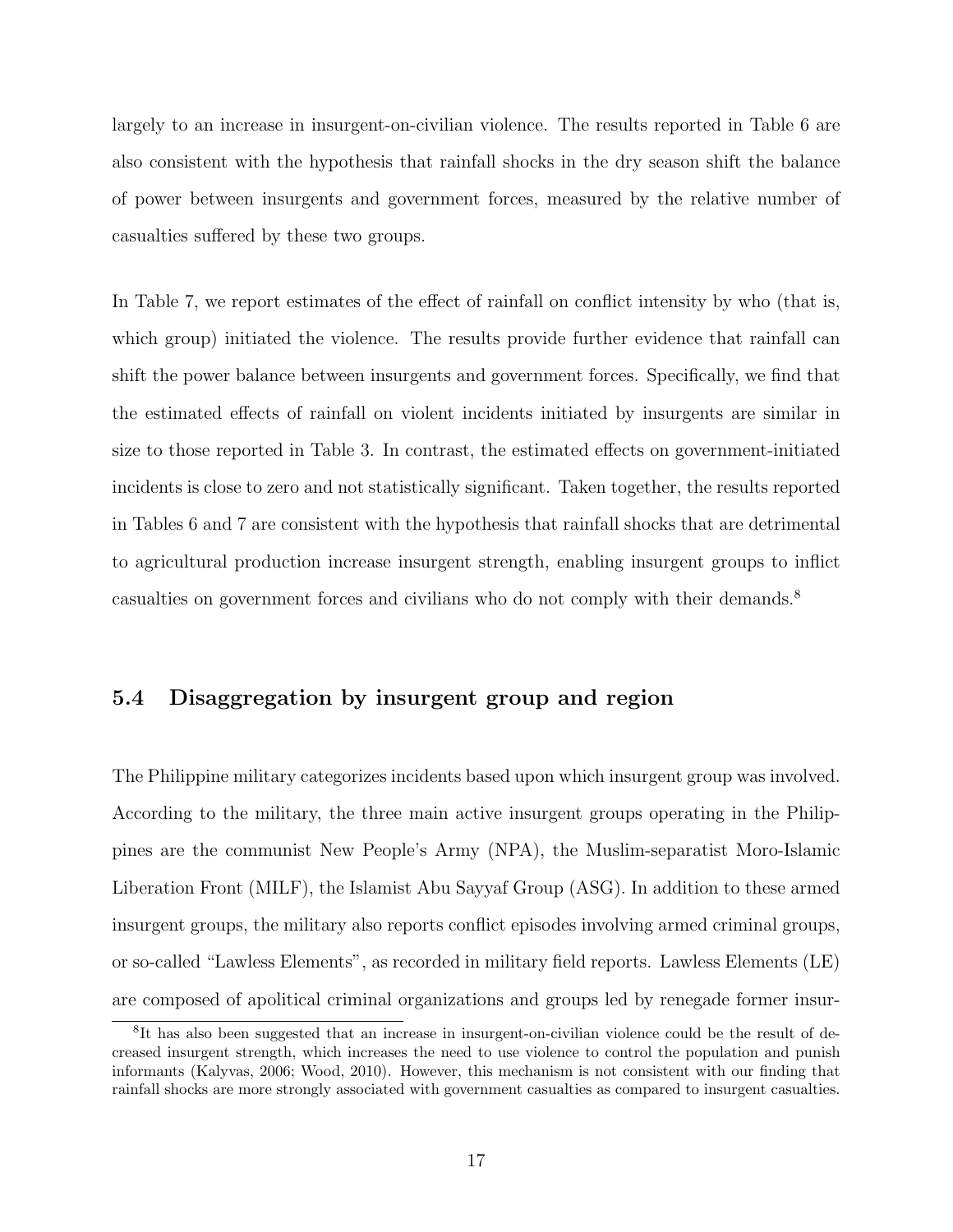largely to an increase in insurgent-on-civilian violence. The results reported in Table 6 are also consistent with the hypothesis that rainfall shocks in the dry season shift the balance of power between insurgents and government forces, measured by the relative number of casualties suffered by these two groups.

In Table 7, we report estimates of the effect of rainfall on conflict intensity by who (that is, which group) initiated the violence. The results provide further evidence that rainfall can shift the power balance between insurgents and government forces. Specifically, we find that the estimated effects of rainfall on violent incidents initiated by insurgents are similar in size to those reported in Table 3. In contrast, the estimated effects on government-initiated incidents is close to zero and not statistically significant. Taken together, the results reported in Tables 6 and 7 are consistent with the hypothesis that rainfall shocks that are detrimental to agricultural production increase insurgent strength, enabling insurgent groups to inflict casualties on government forces and civilians who do not comply with their demands.[8]

### 5.4 Disaggregation by insurgent group and region

The Philippine military categorizes incidents based upon which insurgent group was involved. According to the military, the three main active insurgent groups operating in the Philippines are the communist New People's Army (NPA), the Muslim-separatist Moro-Islamic Liberation Front (MILF), the Islamist Abu Sayyaf Group (ASG). In addition to these armed insurgent groups, the military also reports conflict episodes involving armed criminal groups, or so-called "Lawless Elements", as recorded in military field reports. Lawless Elements (LE) are composed of apolitical criminal organizations and groups led by renegade former insur-

[8] It has also been suggested that an increase in insurgent-on-civilian violence could be the result of decreased insurgent strength, which increases the need to use violence to control the population and punish informants (Kalyvas, 2006; Wood, 2010). However, this mechanism is not consistent with our finding that rainfall shocks are more strongly associated with government casualties as compared to insurgent casualties.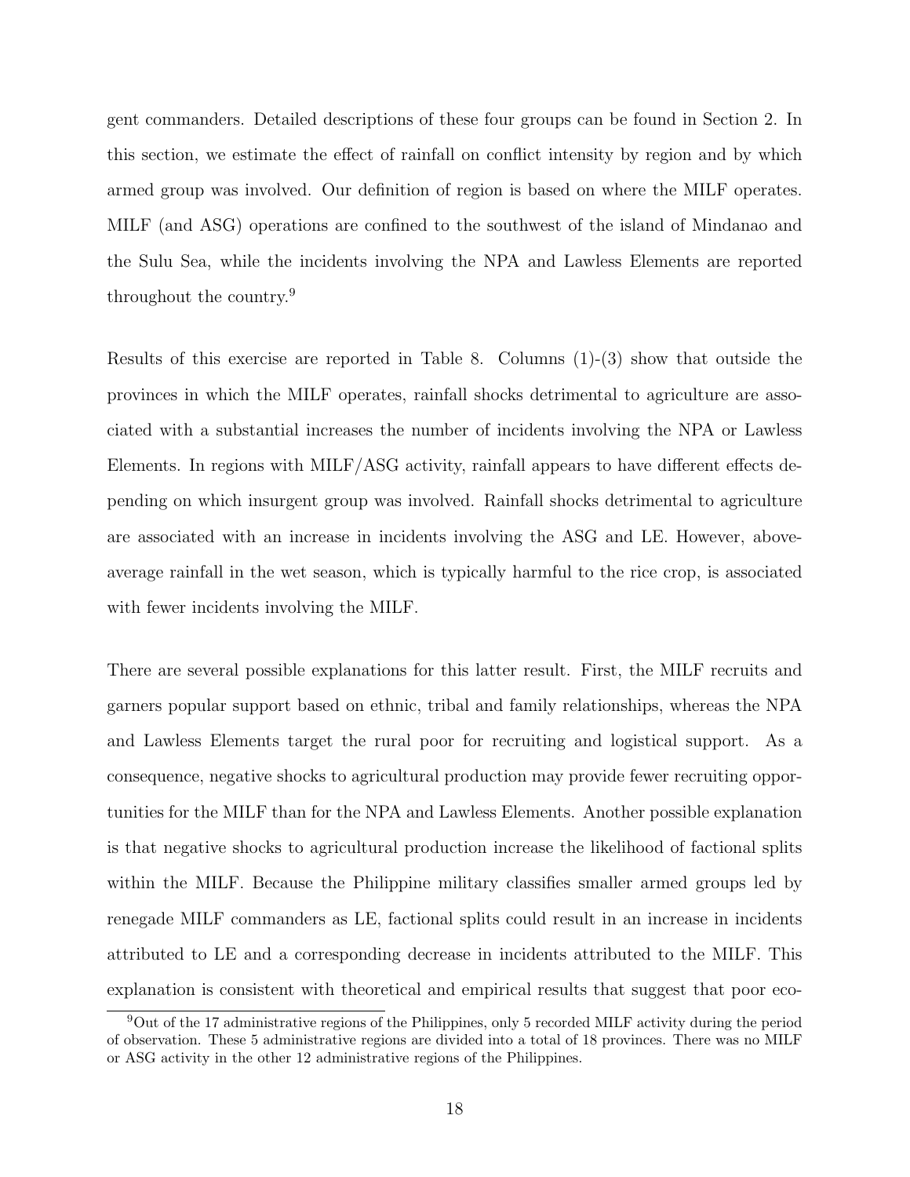gent commanders. Detailed descriptions of these four groups can be found in Section 2. In this section, we estimate the effect of rainfall on conflict intensity by region and by which armed group was involved. Our definition of region is based on where the MILF operates. MILF (and ASG) operations are confined to the southwest of the island of Mindanao and the Sulu Sea, while the incidents involving the NPA and Lawless Elements are reported throughout the country.[9]

Results of this exercise are reported in Table 8. Columns (1)-(3) show that outside the provinces in which the MILF operates, rainfall shocks detrimental to agriculture are associated with a substantial increases the number of incidents involving the NPA or Lawless Elements. In regions with MILF/ASG activity, rainfall appears to have different effects depending on which insurgent group was involved. Rainfall shocks detrimental to agriculture are associated with an increase in incidents involving the ASG and LE. However, above-average rainfall in the wet season, which is typically harmful to the rice crop, is associated with fewer incidents involving the MILF.

There are several possible explanations for this latter result. First, the MILF recruits and garners popular support based on ethnic, tribal and family relationships, whereas the NPA and Lawless Elements target the rural poor for recruiting and logistical support. As a consequence, negative shocks to agricultural production may provide fewer recruiting opportunities for the MILF than for the NPA and Lawless Elements. Another possible explanation is that negative shocks to agricultural production increase the likelihood of factional splits within the MILF. Because the Philippine military classifies smaller armed groups led by renegade MILF commanders as LE, factional splits could result in an increase in incidents attributed to LE and a corresponding decrease in incidents attributed to the MILF. This explanation is consistent with theoretical and empirical results that suggest that poor eco-

[9] Out of the 17 administrative regions of the Philippines, only 5 recorded MILF activity during the period of observation. These 5 administrative regions are divided into a total of 18 provinces. There was no MILF or ASG activity in the other 12 administrative regions of the Philippines.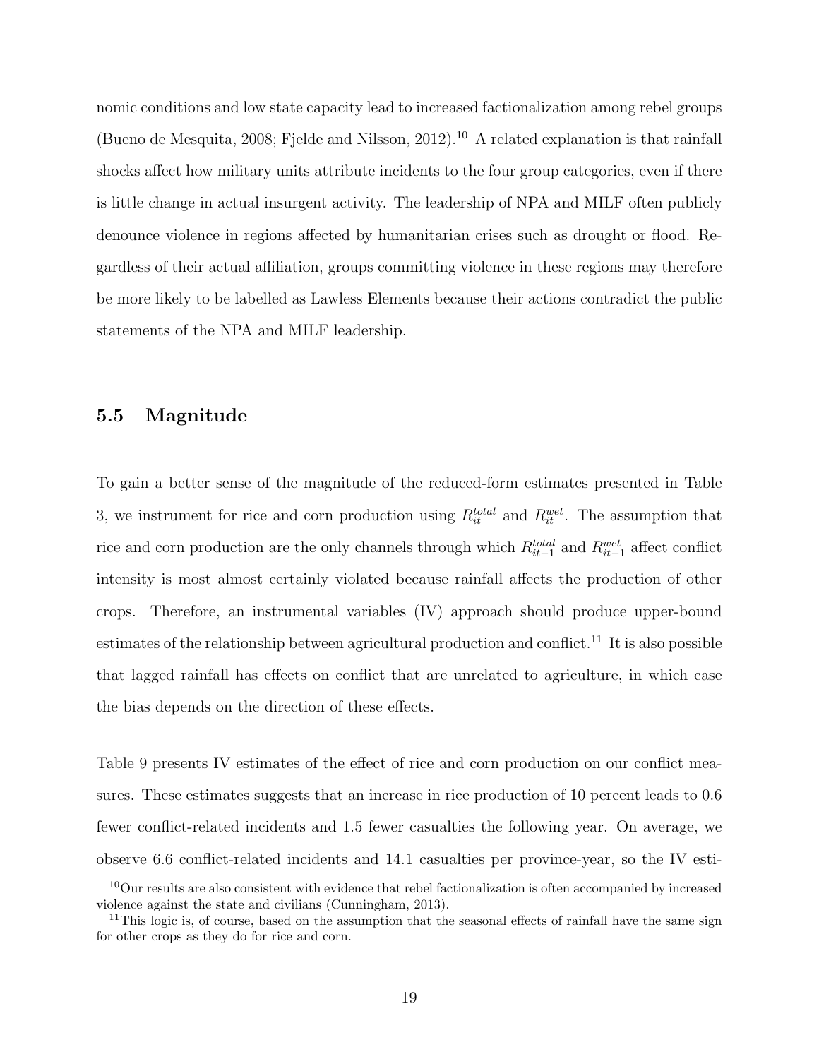nomic conditions and low state capacity lead to increased factionalization among rebel groups (Bueno de Mesquita, 2008; Fjelde and Nilsson, 2012).[10] A related explanation is that rainfall shocks affect how military units attribute incidents to the four group categories, even if there is little change in actual insurgent activity. The leadership of NPA and MILF often publicly denounce violence in regions affected by humanitarian crises such as drought or flood. Regardless of their actual affiliation, groups committing violence in these regions may therefore be more likely to be labelled as Lawless Elements because their actions contradict the public statements of the NPA and MILF leadership.

### 5.5 Magnitude

To gain a better sense of the magnitude of the reduced-form estimates presented in Table 3, we instrument for rice and corn production using $R_{it}^{total}$ and $R_{it}^{wet}$. The assumption that rice and corn production are the only channels through which $R_{it-1}^{total}$ and $R_{it-1}^{wet}$ affect conflict intensity is most almost certainly violated because rainfall affects the production of other crops. Therefore, an instrumental variables (IV) approach should produce upper-bound estimates of the relationship between agricultural production and conflict.[11] It is also possible that lagged rainfall has effects on conflict that are unrelated to agriculture, in which case the bias depends on the direction of these effects.

Table 9 presents IV estimates of the effect of rice and corn production on our conflict measures. These estimates suggests that an increase in rice production of 10 percent leads to 0.6 fewer conflict-related incidents and 1.5 fewer casualties the following year. On average, we observe 6.6 conflict-related incidents and 14.1 casualties per province-year, so the IV esti-

[10] Our results are also consistent with evidence that rebel factionalization is often accompanied by increased violence against the state and civilians (Cunningham, 2013).

[11] This logic is, of course, based on the assumption that the seasonal effects of rainfall have the same sign for other crops as they do for rice and corn.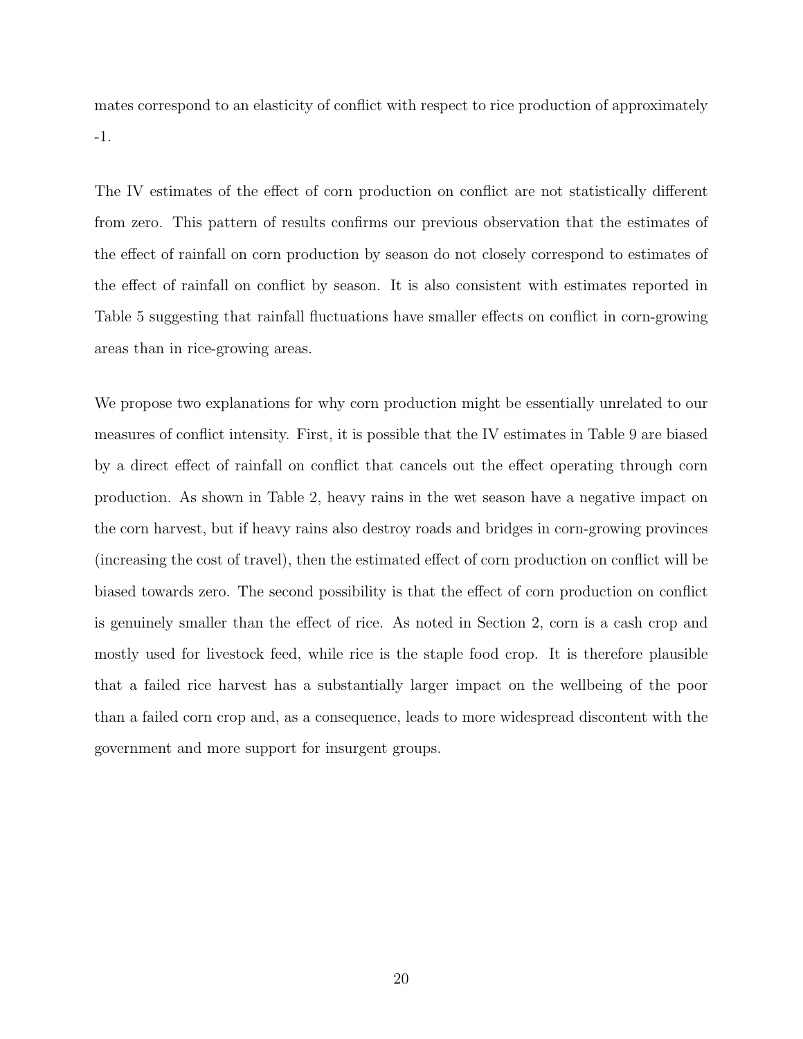mates correspond to an elasticity of conflict with respect to rice production of approximately -1.

The IV estimates of the effect of corn production on conflict are not statistically different from zero. This pattern of results confirms our previous observation that the estimates of the effect of rainfall on corn production by season do not closely correspond to estimates of the effect of rainfall on conflict by season. It is also consistent with estimates reported in Table 5 suggesting that rainfall fluctuations have smaller effects on conflict in corn-growing areas than in rice-growing areas.

We propose two explanations for why corn production might be essentially unrelated to our measures of conflict intensity. First, it is possible that the IV estimates in Table 9 are biased by a direct effect of rainfall on conflict that cancels out the effect operating through corn production. As shown in Table 2, heavy rains in the wet season have a negative impact on the corn harvest, but if heavy rains also destroy roads and bridges in corn-growing provinces (increasing the cost of travel), then the estimated effect of corn production on conflict will be biased towards zero. The second possibility is that the effect of corn production on conflict is genuinely smaller than the effect of rice. As noted in Section 2, corn is a cash crop and mostly used for livestock feed, while rice is the staple food crop. It is therefore plausible that a failed rice harvest has a substantially larger impact on the wellbeing of the poor than a failed corn crop and, as a consequence, leads to more widespread discontent with the government and more support for insurgent groups.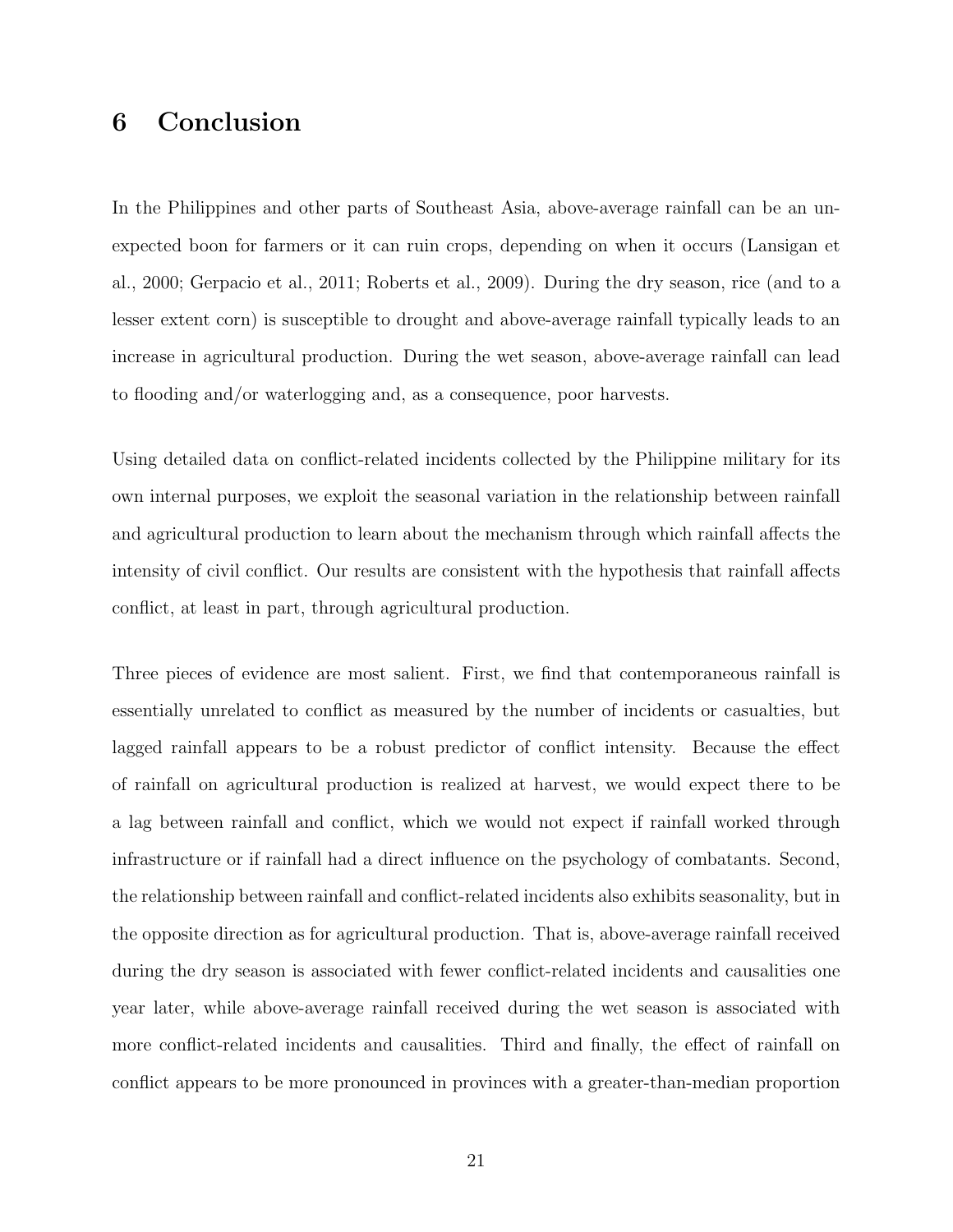## 6 Conclusion

In the Philippines and other parts of Southeast Asia, above-average rainfall can be an unexpected boon for farmers or it can ruin crops, depending on when it occurs (Lansigan et al., 2000; Gerpacio et al., 2011; Roberts et al., 2009). During the dry season, rice (and to a lesser extent corn) is susceptible to drought and above-average rainfall typically leads to an increase in agricultural production. During the wet season, above-average rainfall can lead to flooding and/or waterlogging and, as a consequence, poor harvests.

Using detailed data on conflict-related incidents collected by the Philippine military for its own internal purposes, we exploit the seasonal variation in the relationship between rainfall and agricultural production to learn about the mechanism through which rainfall affects the intensity of civil conflict. Our results are consistent with the hypothesis that rainfall affects conflict, at least in part, through agricultural production.

Three pieces of evidence are most salient. First, we find that contemporaneous rainfall is essentially unrelated to conflict as measured by the number of incidents or casualties, but lagged rainfall appears to be a robust predictor of conflict intensity. Because the effect of rainfall on agricultural production is realized at harvest, we would expect there to be a lag between rainfall and conflict, which we would not expect if rainfall worked through infrastructure or if rainfall had a direct influence on the psychology of combatants. Second, the relationship between rainfall and conflict-related incidents also exhibits seasonality, but in the opposite direction as for agricultural production. That is, above-average rainfall received during the dry season is associated with fewer conflict-related incidents and causalities one year later, while above-average rainfall received during the wet season is associated with more conflict-related incidents and causalities. Third and finally, the effect of rainfall on conflict appears to be more pronounced in provinces with a greater-than-median proportion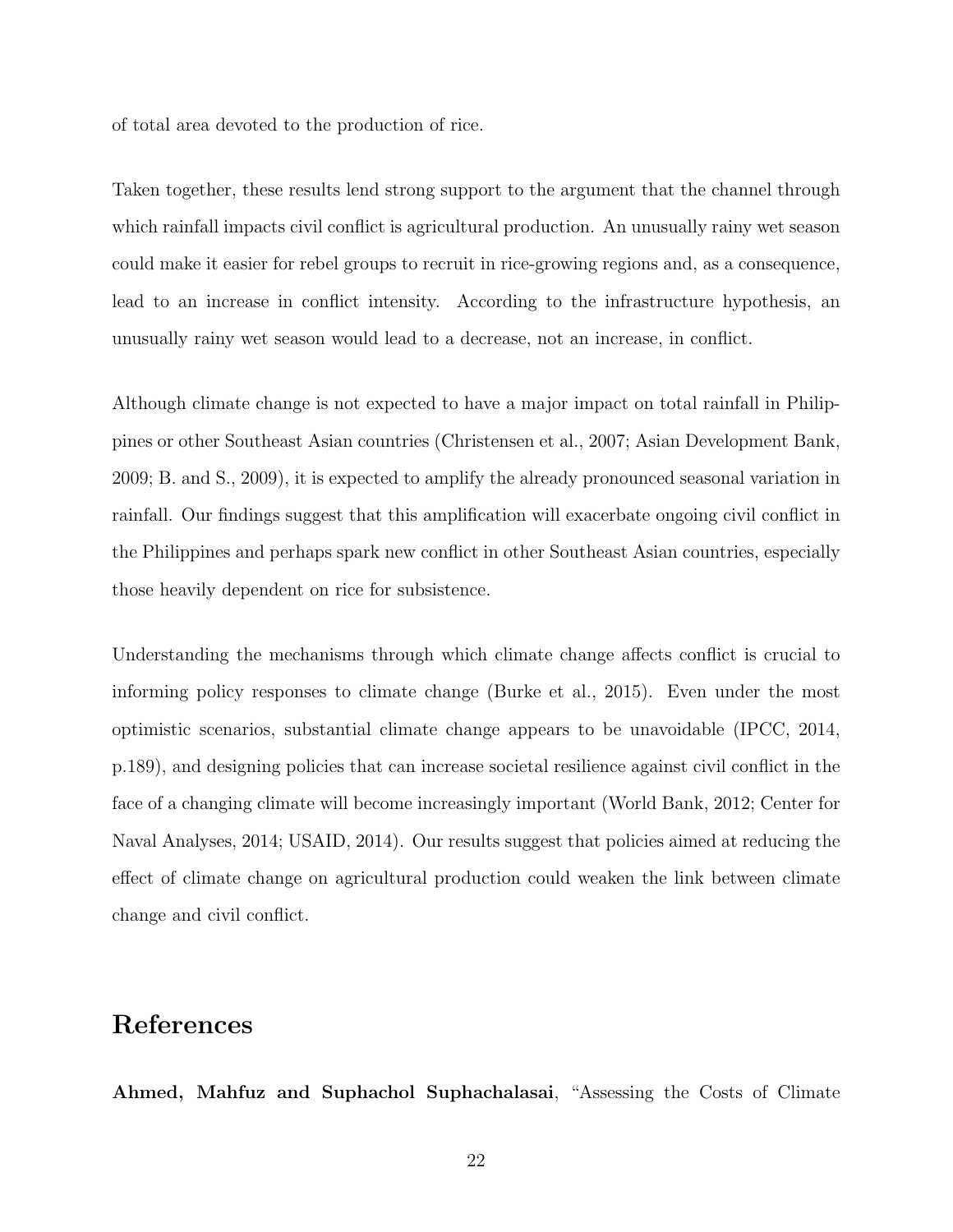of total area devoted to the production of rice.

Taken together, these results lend strong support to the argument that the channel through which rainfall impacts civil conflict is agricultural production. An unusually rainy wet season could make it easier for rebel groups to recruit in rice-growing regions and, as a consequence, lead to an increase in conflict intensity. According to the infrastructure hypothesis, an unusually rainy wet season would lead to a decrease, not an increase, in conflict.

Although climate change is not expected to have a major impact on total rainfall in Philippines or other Southeast Asian countries (Christensen et al., 2007; Asian Development Bank, 2009; B. and S., 2009), it is expected to amplify the already pronounced seasonal variation in rainfall. Our findings suggest that this amplification will exacerbate ongoing civil conflict in the Philippines and perhaps spark new conflict in other Southeast Asian countries, especially those heavily dependent on rice for subsistence.

Understanding the mechanisms through which climate change affects conflict is crucial to informing policy responses to climate change (Burke et al., 2015). Even under the most optimistic scenarios, substantial climate change appears to be unavoidable (IPCC, 2014, p.189), and designing policies that can increase societal resilience against civil conflict in the face of a changing climate will become increasingly important (World Bank, 2012; Center for Naval Analyses, 2014; USAID, 2014). Our results suggest that policies aimed at reducing the effect of climate change on agricultural production could weaken the link between climate change and civil conflict.

## References

**Ahmed, Mahfuz and Suphachol Suphachalasai**, "Assessing the Costs of Climate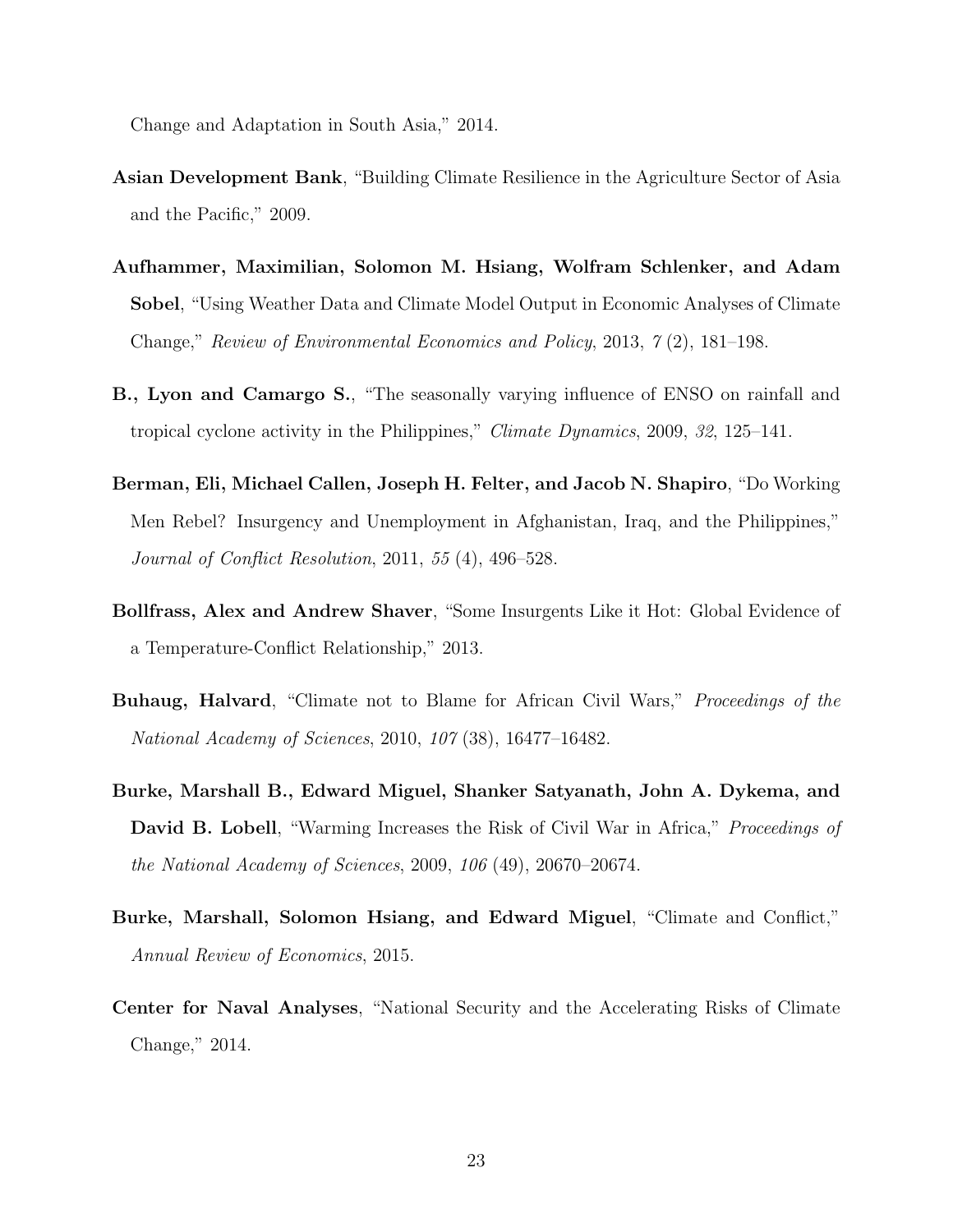Change and Adaptation in South Asia," 2014.

**Asian Development Bank**, "Building Climate Resilience in the Agriculture Sector of Asia and the Pacific," 2009.

**Aufhammer, Maximilian, Solomon M. Hsiang, Wolfram Schlenker, and Adam Sobel**, "Using Weather Data and Climate Model Output in Economic Analyses of Climate Change," *Review of Environmental Economics and Policy*, 2013, *7* (2), 181–198.

**B., Lyon and Camargo S.**, "The seasonally varying influence of ENSO on rainfall and tropical cyclone activity in the Philippines," *Climate Dynamics*, 2009, *32*, 125–141.

**Berman, Eli, Michael Callen, Joseph H. Felter, and Jacob N. Shapiro**, "Do Working Men Rebel? Insurgency and Unemployment in Afghanistan, Iraq, and the Philippines," *Journal of Conflict Resolution*, 2011, *55* (4), 496–528.

**Bollfrass, Alex and Andrew Shaver**, "Some Insurgents Like it Hot: Global Evidence of a Temperature-Conflict Relationship," 2013.

**Buhaug, Halvard**, "Climate not to Blame for African Civil Wars," *Proceedings of the National Academy of Sciences*, 2010, *107* (38), 16477–16482.

**Burke, Marshall B., Edward Miguel, Shanker Satyanath, John A. Dykema, and David B. Lobell**, "Warming Increases the Risk of Civil War in Africa," *Proceedings of the National Academy of Sciences*, 2009, *106* (49), 20670–20674.

**Burke, Marshall, Solomon Hsiang, and Edward Miguel**, "Climate and Conflict," *Annual Review of Economics*, 2015.

**Center for Naval Analyses**, "National Security and the Accelerating Risks of Climate Change," 2014.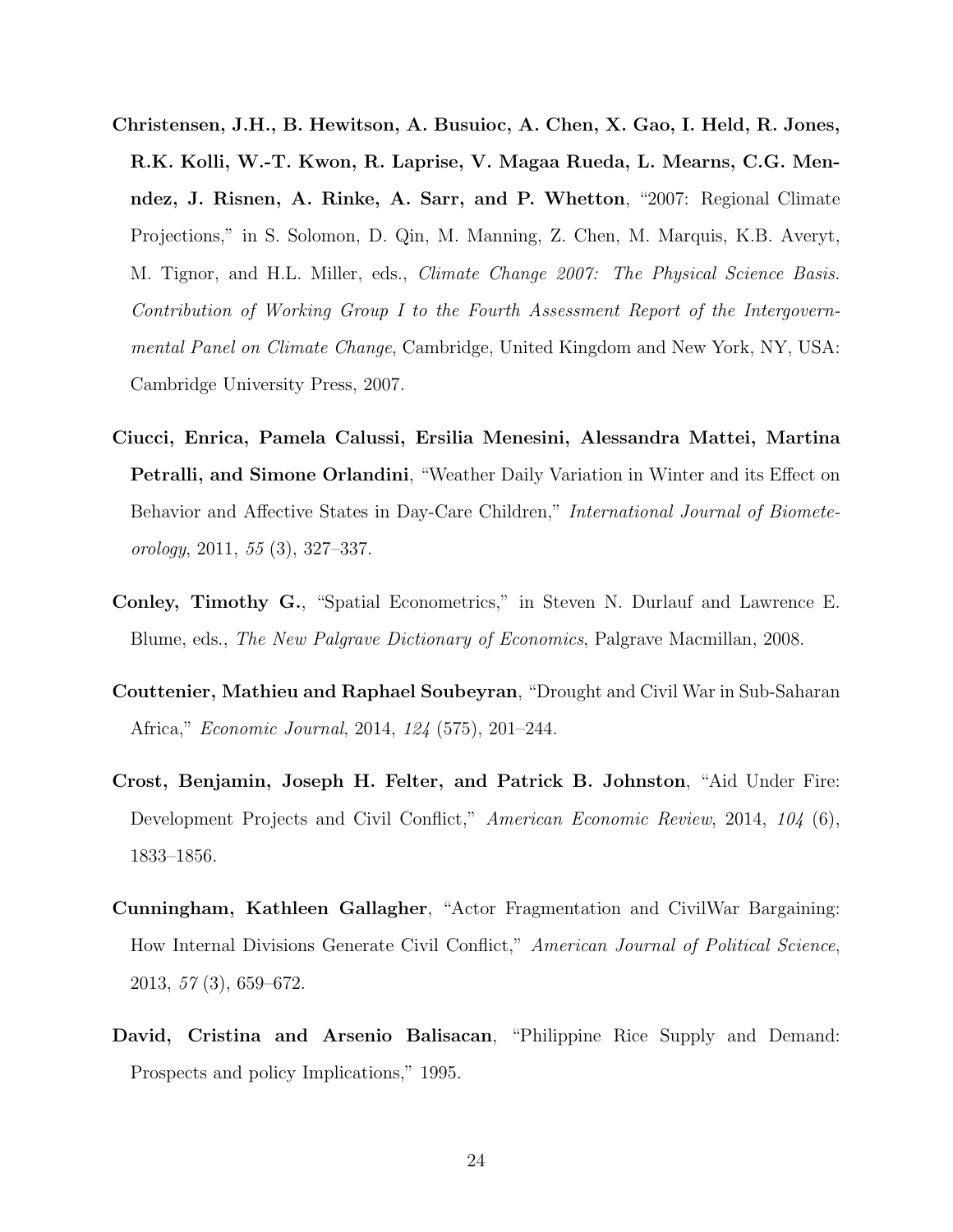**Christensen, J.H., B. Hewitson, A. Busuioc, A. Chen, X. Gao, I. Held, R. Jones, R.K. Kolli, W.-T. Kwon, R. Laprise, V. Magaa Rueda, L. Mearns, C.G. Menndez, J. Risnen, A. Rinke, A. Sarr, and P. Whetton**, "2007: Regional Climate Projections," in S. Solomon, D. Qin, M. Manning, Z. Chen, M. Marquis, K.B. Averyt, M. Tignor, and H.L. Miller, eds., *Climate Change 2007: The Physical Science Basis. Contribution of Working Group I to the Fourth Assessment Report of the Intergovernmental Panel on Climate Change*, Cambridge, United Kingdom and New York, NY, USA: Cambridge University Press, 2007.

**Ciucci, Enrica, Pamela Calussi, Ersilia Menesini, Alessandra Mattei, Martina Petralli, and Simone Orlandini**, "Weather Daily Variation in Winter and its Effect on Behavior and Affective States in Day-Care Children," *International Journal of Biometeorology*, 2011, *55* (3), 327–337.

**Conley, Timothy G.**, "Spatial Econometrics," in Steven N. Durlauf and Lawrence E. Blume, eds., *The New Palgrave Dictionary of Economics*, Palgrave Macmillan, 2008.

**Couttenier, Mathieu and Raphael Soubeyran**, "Drought and Civil War in Sub-Saharan Africa," *Economic Journal*, 2014, *124* (575), 201–244.

**Crost, Benjamin, Joseph H. Felter, and Patrick B. Johnston**, "Aid Under Fire: Development Projects and Civil Conflict," *American Economic Review*, 2014, *104* (6), 1833–1856.

**Cunningham, Kathleen Gallagher**, "Actor Fragmentation and CivilWar Bargaining: How Internal Divisions Generate Civil Conflict," *American Journal of Political Science*, 2013, *57* (3), 659–672.

**David, Cristina and Arsenio Balisacan**, "Philippine Rice Supply and Demand: Prospects and policy Implications," 1995.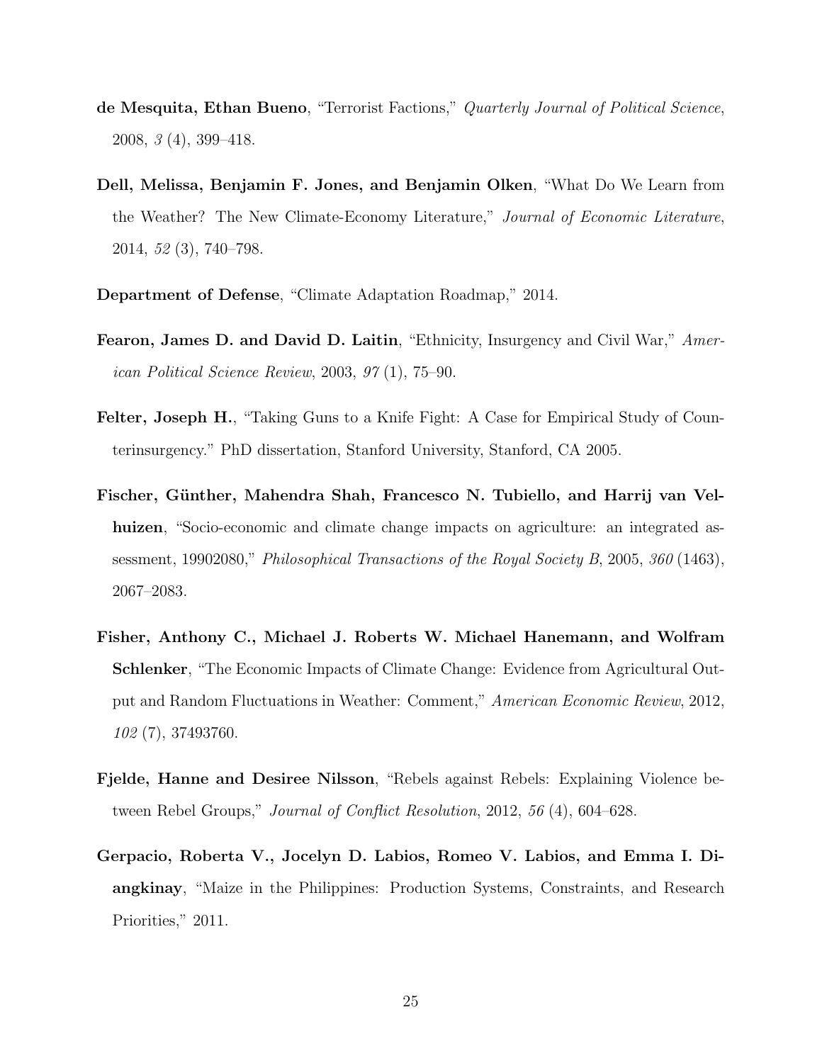**de Mesquita, Ethan Bueno**, "Terrorist Factions," *Quarterly Journal of Political Science*, 2008, *3* (4), 399–418.

**Dell, Melissa, Benjamin F. Jones, and Benjamin Olken**, "What Do We Learn from the Weather? The New Climate-Economy Literature," *Journal of Economic Literature*, 2014, *52* (3), 740–798.

**Department of Defense**, "Climate Adaptation Roadmap," 2014.

**Fearon, James D. and David D. Laitin**, "Ethnicity, Insurgency and Civil War," *American Political Science Review*, 2003, *97* (1), 75–90.

**Felter, Joseph H.**, "Taking Guns to a Knife Fight: A Case for Empirical Study of Counterinsurgency." PhD dissertation, Stanford University, Stanford, CA 2005.

**Fischer, Günther, Mahendra Shah, Francesco N. Tubiello, and Harrij van Velhuizen**, "Socio-economic and climate change impacts on agriculture: an integrated assessment, 19902080," *Philosophical Transactions of the Royal Society B*, 2005, *360* (1463), 2067–2083.

**Fisher, Anthony C., Michael J. Roberts W. Michael Hanemann, and Wolfram Schlenker**, "The Economic Impacts of Climate Change: Evidence from Agricultural Output and Random Fluctuations in Weather: Comment," *American Economic Review*, 2012, *102* (7), 37493760.

**Fjelde, Hanne and Desiree Nilsson**, "Rebels against Rebels: Explaining Violence between Rebel Groups," *Journal of Conflict Resolution*, 2012, *56* (4), 604–628.

**Gerpacio, Roberta V., Jocelyn D. Labios, Romeo V. Labios, and Emma I. Diangkinay**, "Maize in the Philippines: Production Systems, Constraints, and Research Priorities," 2011.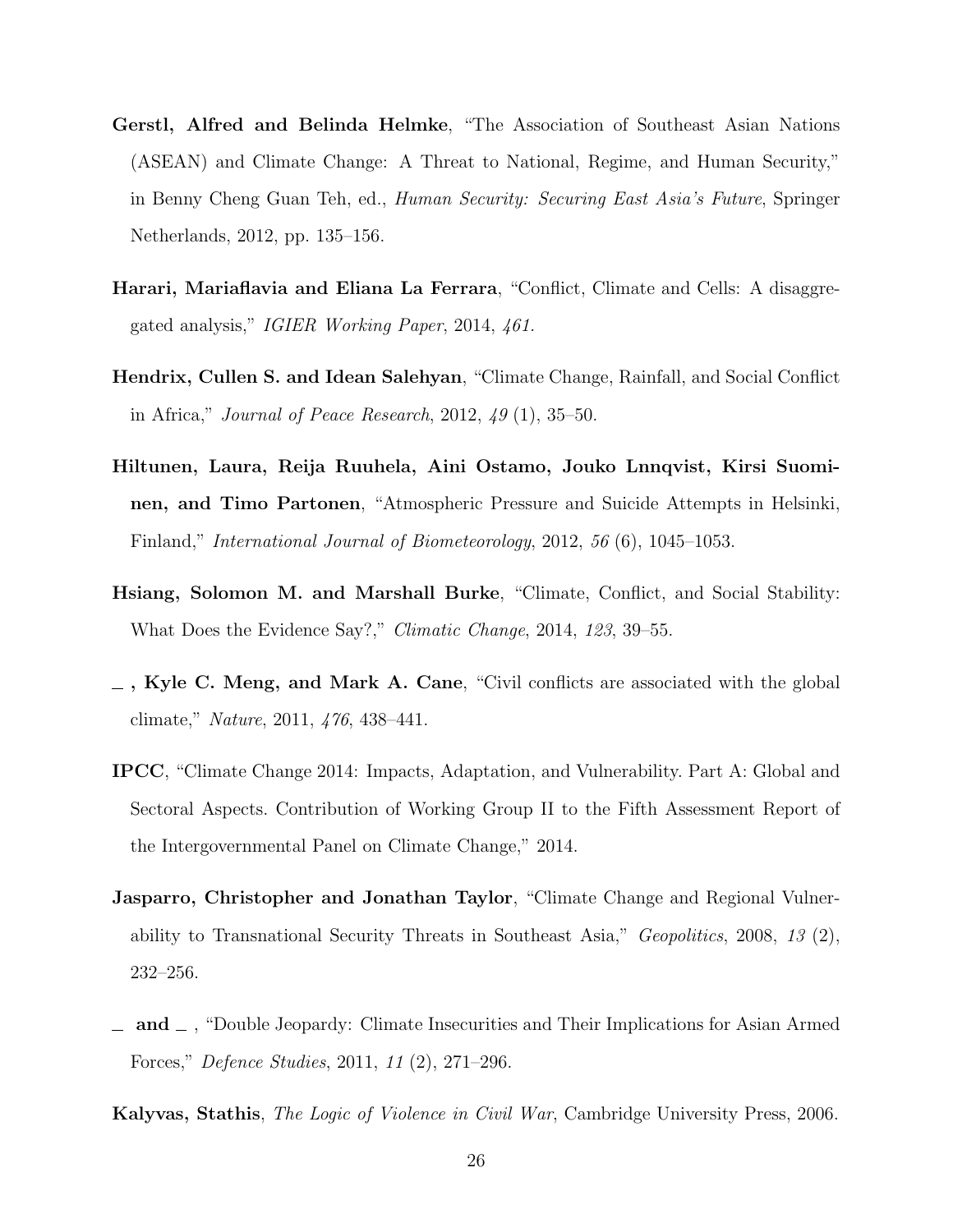**Gerstl, Alfred and Belinda Helmke**, "The Association of Southeast Asian Nations (ASEAN) and Climate Change: A Threat to National, Regime, and Human Security," in Benny Cheng Guan Teh, ed., *Human Security: Securing East Asia's Future*, Springer Netherlands, 2012, pp. 135–156.

**Harari, Mariaflavia and Eliana La Ferrara**, "Conflict, Climate and Cells: A disaggregated analysis," *IGIER Working Paper*, 2014, *461.*

**Hendrix, Cullen S. and Idean Salehyan**, "Climate Change, Rainfall, and Social Conflict in Africa," *Journal of Peace Research*, 2012, *49* (1), 35–50.

**Hiltunen, Laura, Reija Ruuhela, Aini Ostamo, Jouko Lnnqvist, Kirsi Suominen, and Timo Partonen**, "Atmospheric Pressure and Suicide Attempts in Helsinki, Finland," *International Journal of Biometeorology*, 2012, *56* (6), 1045–1053.

**Hsiang, Solomon M. and Marshall Burke**, "Climate, Conflict, and Social Stability: What Does the Evidence Say?," *Climatic Change*, 2014, *123*, 39–55.

**_ , Kyle C. Meng, and Mark A. Cane**, "Civil conflicts are associated with the global climate," *Nature*, 2011, *476*, 438–441.

**IPCC**, "Climate Change 2014: Impacts, Adaptation, and Vulnerability. Part A: Global and Sectoral Aspects. Contribution of Working Group II to the Fifth Assessment Report of the Intergovernmental Panel on Climate Change," 2014.

**Jasparro, Christopher and Jonathan Taylor**, "Climate Change and Regional Vulnerability to Transnational Security Threats in Southeast Asia," *Geopolitics*, 2008, *13* (2), 232–256.

**_ and _** , "Double Jeopardy: Climate Insecurities and Their Implications for Asian Armed Forces," *Defence Studies*, 2011, *11* (2), 271–296.

**Kalyvas, Stathis**, *The Logic of Violence in Civil War*, Cambridge University Press, 2006.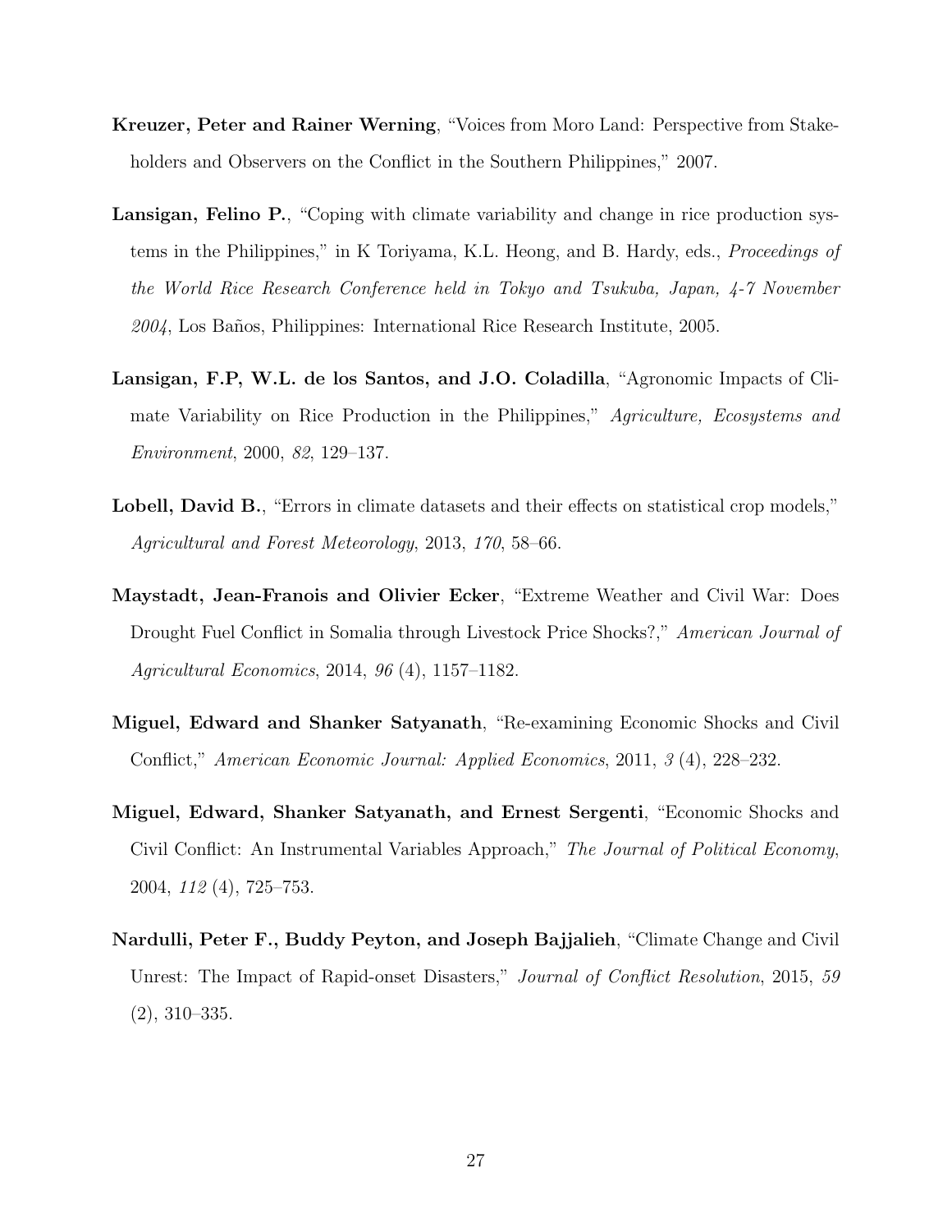**Kreuzer, Peter and Rainer Werning**, "Voices from Moro Land: Perspective from Stakeholders and Observers on the Conflict in the Southern Philippines," 2007.

**Lansigan, Felino P.**, "Coping with climate variability and change in rice production systems in the Philippines," in K Toriyama, K.L. Heong, and B. Hardy, eds., *Proceedings of the World Rice Research Conference held in Tokyo and Tsukuba, Japan, 4-7 November 2004*, Los Baños, Philippines: International Rice Research Institute, 2005.

**Lansigan, F.P, W.L. de los Santos, and J.O. Coladilla**, "Agronomic Impacts of Climate Variability on Rice Production in the Philippines," *Agriculture, Ecosystems and Environment*, 2000, *82*, 129–137.

**Lobell, David B.**, "Errors in climate datasets and their effects on statistical crop models," *Agricultural and Forest Meteorology*, 2013, *170*, 58–66.

**Maystadt, Jean-Franois and Olivier Ecker**, "Extreme Weather and Civil War: Does Drought Fuel Conflict in Somalia through Livestock Price Shocks?," *American Journal of Agricultural Economics*, 2014, *96* (4), 1157–1182.

**Miguel, Edward and Shanker Satyanath**, "Re-examining Economic Shocks and Civil Conflict," *American Economic Journal: Applied Economics*, 2011, *3* (4), 228–232.

**Miguel, Edward, Shanker Satyanath, and Ernest Sergenti**, "Economic Shocks and Civil Conflict: An Instrumental Variables Approach," *The Journal of Political Economy*, 2004, *112* (4), 725–753.

**Nardulli, Peter F., Buddy Peyton, and Joseph Bajjalieh**, "Climate Change and Civil Unrest: The Impact of Rapid-onset Disasters," *Journal of Conflict Resolution*, 2015, *59* (2), 310–335.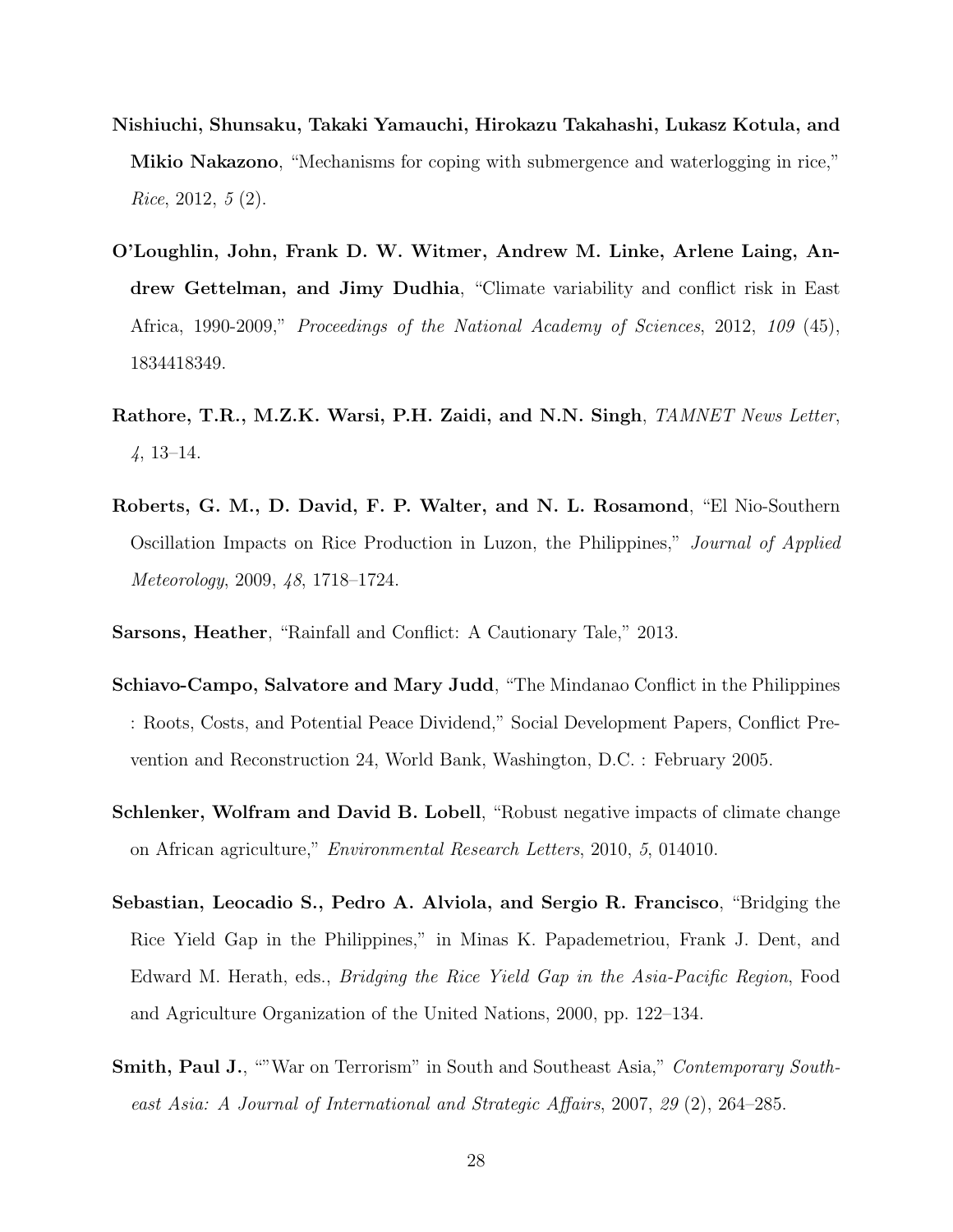**Nishiuchi, Shunsaku, Takaki Yamauchi, Hirokazu Takahashi, Lukasz Kotula, and Mikio Nakazono**, "Mechanisms for coping with submergence and waterlogging in rice," *Rice*, 2012, *5* (2).

**O'Loughlin, John, Frank D. W. Witmer, Andrew M. Linke, Arlene Laing, Andrew Gettelman, and Jimy Dudhia**, "Climate variability and conflict risk in East Africa, 1990-2009," *Proceedings of the National Academy of Sciences*, 2012, *109* (45), 1834418349.

**Rathore, T.R., M.Z.K. Warsi, P.H. Zaidi, and N.N. Singh**, *TAMNET News Letter*, *4*, 13–14.

**Roberts, G. M., D. David, F. P. Walter, and N. L. Rosamond**, "El Nio-Southern Oscillation Impacts on Rice Production in Luzon, the Philippines," *Journal of Applied Meteorology*, 2009, *48*, 1718–1724.

**Sarsons, Heather**, "Rainfall and Conflict: A Cautionary Tale," 2013.

**Schiavo-Campo, Salvatore and Mary Judd**, "The Mindanao Conflict in the Philippines : Roots, Costs, and Potential Peace Dividend," Social Development Papers, Conflict Prevention and Reconstruction 24, World Bank, Washington, D.C. : February 2005.

**Schlenker, Wolfram and David B. Lobell**, "Robust negative impacts of climate change on African agriculture," *Environmental Research Letters*, 2010, *5*, 014010.

**Sebastian, Leocadio S., Pedro A. Alviola, and Sergio R. Francisco**, "Bridging the Rice Yield Gap in the Philippines," in Minas K. Papademetriou, Frank J. Dent, and Edward M. Herath, eds., *Bridging the Rice Yield Gap in the Asia-Pacific Region*, Food and Agriculture Organization of the United Nations, 2000, pp. 122–134.

**Smith, Paul J.**, ""War on Terrorism" in South and Southeast Asia," *Contemporary Southeast Asia: A Journal of International and Strategic Affairs*, 2007, *29* (2), 264–285.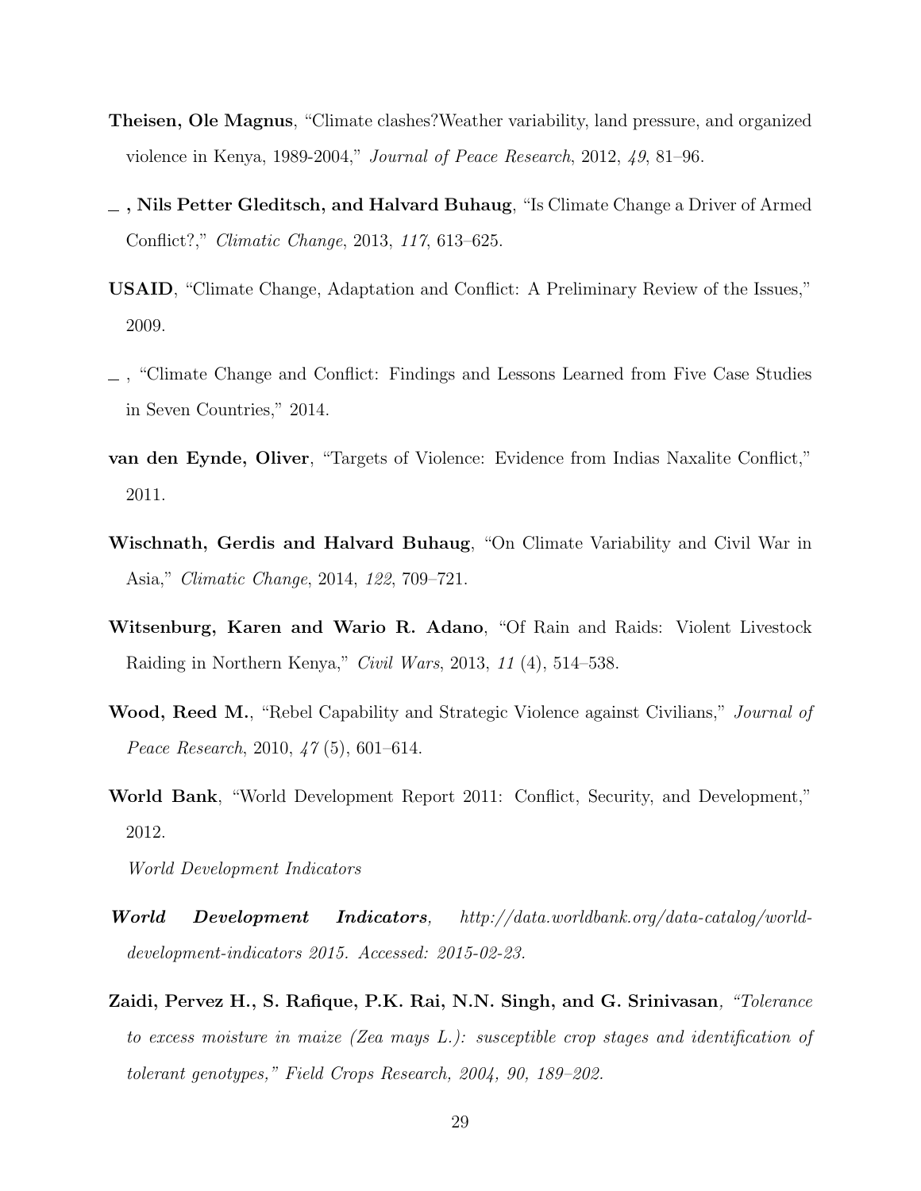**Theisen, Ole Magnus**, "Climate clashes?Weather variability, land pressure, and organized violence in Kenya, 1989-2004," *Journal of Peace Research*, 2012, *49*, 81–96.

**\_ , Nils Petter Gleditsch, and Halvard Buhaug**, "Is Climate Change a Driver of Armed Conflict?," *Climatic Change*, 2013, *117*, 613–625.

**USAID**, "Climate Change, Adaptation and Conflict: A Preliminary Review of the Issues," 2009.

\_ , "Climate Change and Conflict: Findings and Lessons Learned from Five Case Studies in Seven Countries," 2014.

**van den Eynde, Oliver**, "Targets of Violence: Evidence from Indias Naxalite Conflict," 2011.

**Wischnath, Gerdis and Halvard Buhaug**, "On Climate Variability and Civil War in Asia," *Climatic Change*, 2014, *122*, 709–721.

**Witsenburg, Karen and Wario R. Adano**, "Of Rain and Raids: Violent Livestock Raiding in Northern Kenya," *Civil Wars*, 2013, *11* (4), 514–538.

**Wood, Reed M.**, "Rebel Capability and Strategic Violence against Civilians," *Journal of Peace Research*, 2010, *47* (5), 601–614.

**World Bank**, "World Development Report 2011: Conflict, Security, and Development," 2012.

*World Development Indicators*

***World Development Indicators***, *http://data.worldbank.org/data-catalog/world-development-indicators 2015. Accessed: 2015-02-23.*

**Zaidi, Pervez H., S. Rafique, P.K. Rai, N.N. Singh, and G. Srinivasan**, *"Tolerance to excess moisture in maize (Zea mays L.): susceptible crop stages and identification of tolerant genotypes," Field Crops Research, 2004, 90, 189–202.*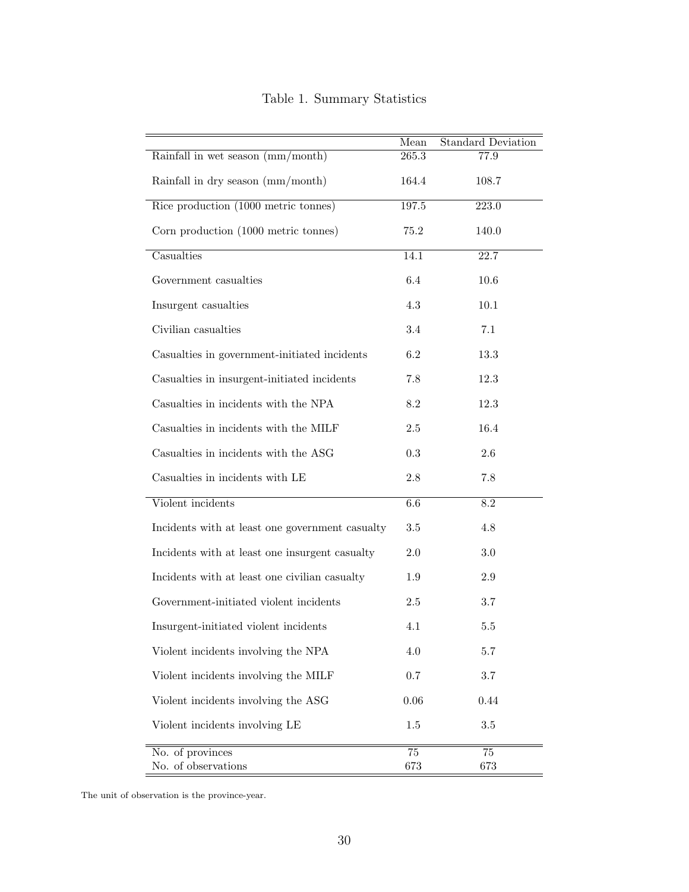Table 1. Summary Statistics

| | Mean | Standard Deviation |
|---|---|---|
| Rainfall in wet season (mm/month) | 265.3 | 77.9 |
| Rainfall in dry season (mm/month) | 164.4 | 108.7 |
| Rice production (1000 metric tonnes) | 197.5 | 223.0 |
| Corn production (1000 metric tonnes) | 75.2 | 140.0 |
| Casualties | 14.1 | 22.7 |
| Government casualties | 6.4 | 10.6 |
| Insurgent casualties | 4.3 | 10.1 |
| Civilian casualties | 3.4 | 7.1 |
| Casualties in government-initiated incidents | 6.2 | 13.3 |
| Casualties in insurgent-initiated incidents | 7.8 | 12.3 |
| Casualties in incidents with the NPA | 8.2 | 12.3 |
| Casualties in incidents with the MILF | 2.5 | 16.4 |
| Casualties in incidents with the ASG | 0.3 | 2.6 |
| Casualties in incidents with LE | 2.8 | 7.8 |
| Violent incidents | 6.6 | 8.2 |
| Incidents with at least one government casualty | 3.5 | 4.8 |
| Incidents with at least one insurgent casualty | 2.0 | 3.0 |
| Incidents with at least one civilian casualty | 1.9 | 2.9 |
| Government-initiated violent incidents | 2.5 | 3.7 |
| Insurgent-initiated violent incidents | 4.1 | 5.5 |
| Violent incidents involving the NPA | 4.0 | 5.7 |
| Violent incidents involving the MILF | 0.7 | 3.7 |
| Violent incidents involving the ASG | 0.06 | 0.44 |
| Violent incidents involving LE | 1.5 | 3.5 |
| No. of provinces | 75 | 75 |
| No. of observations | 673 | 673 |

The unit of observation is the province-year.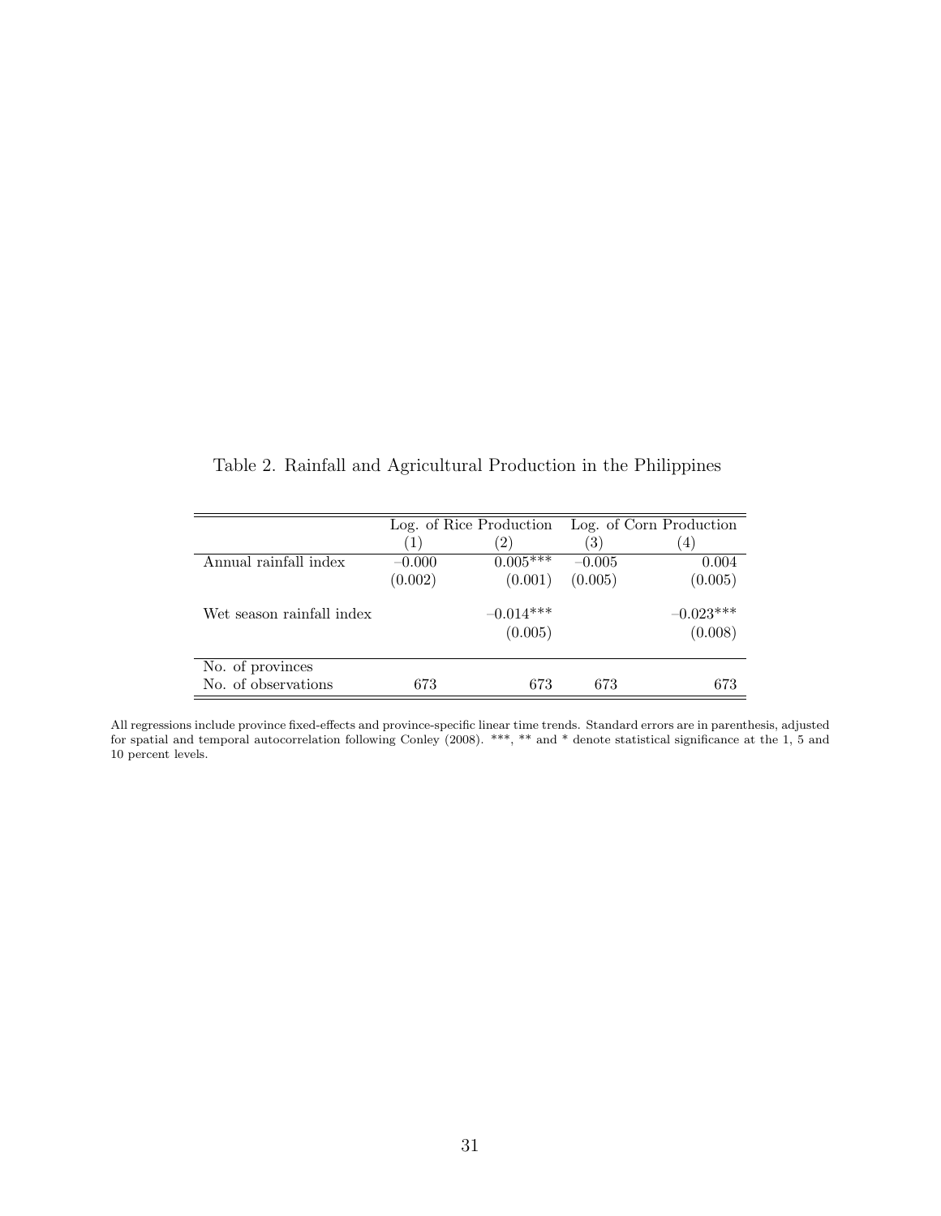Table 2. Rainfall and Agricultural Production in the Philippines

| | Log. of Rice Production | | Log. of Corn Production | |
|---|---|---|---|---|
| | (1) | (2) | (3) | (4) |
| Annual rainfall index | −0.000 | 0.005*** | −0.005 | 0.004 |
| | (0.002) | (0.001) | (0.005) | (0.005) |
| Wet season rainfall index | | −0.014*** | | −0.023*** |
| | | (0.005) | | (0.008) |
| No. of provinces | | | | |
| No. of observations | 673 | 673 | 673 | 673 |

All regressions include province fixed-effects and province-specific linear time trends. Standard errors are in parenthesis, adjusted for spatial and temporal autocorrelation following Conley (2008). ***, ** and * denote statistical significance at the 1, 5 and 10 percent levels.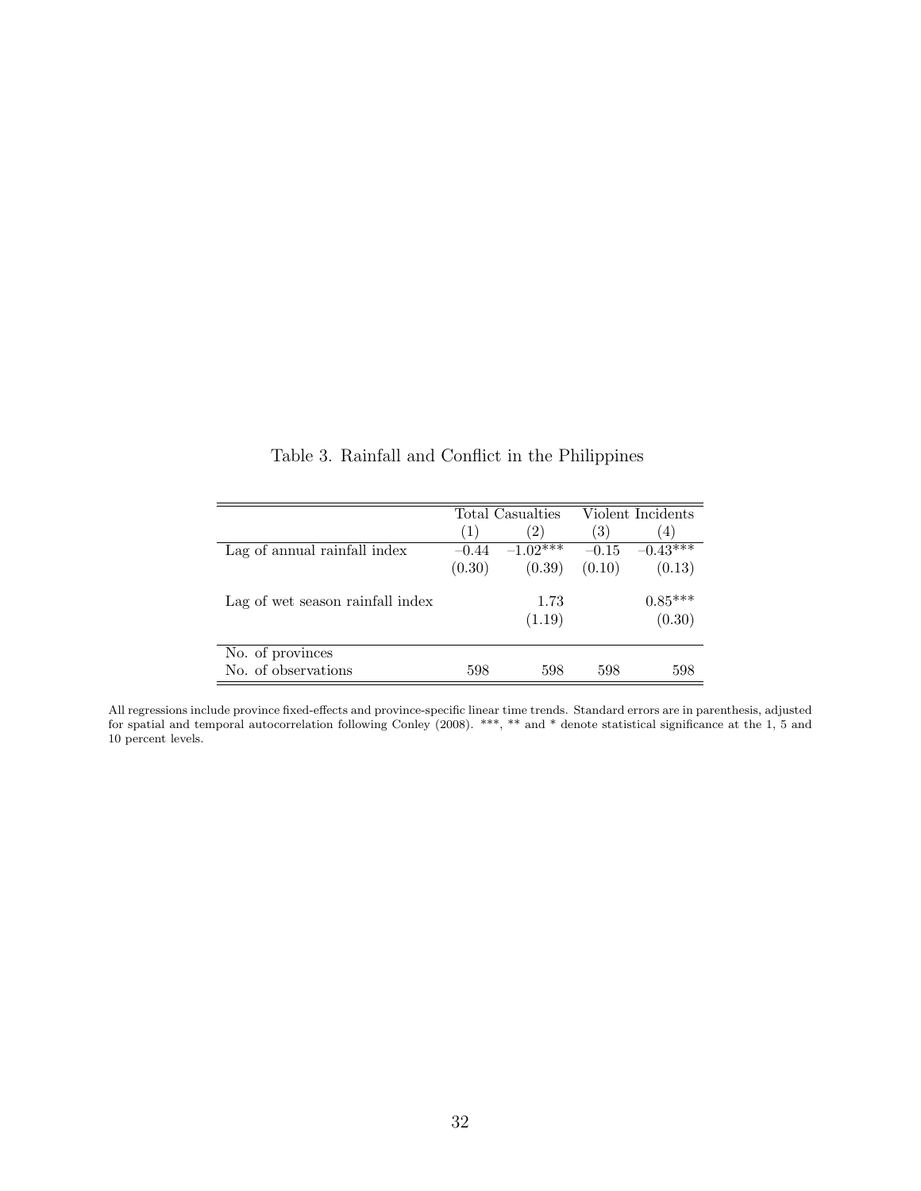Table 3. Rainfall and Conflict in the Philippines

| | Total Casualties | | Violent Incidents | |
|---|---|---|---|---|
| | (1) | (2) | (3) | (4) |
| Lag of annual rainfall index | –0.44 | –1.02*** | –0.15 | –0.43*** |
| | (0.30) | (0.39) | (0.10) | (0.13) |
| Lag of wet season rainfall index | | 1.73 | | 0.85*** |
| | | (1.19) | | (0.30) |
| No. of provinces | | | | |
| No. of observations | 598 | 598 | 598 | 598 |

All regressions include province fixed-effects and province-specific linear time trends. Standard errors are in parenthesis, adjusted for spatial and temporal autocorrelation following Conley (2008). ***, ** and * denote statistical significance at the 1, 5 and 10 percent levels.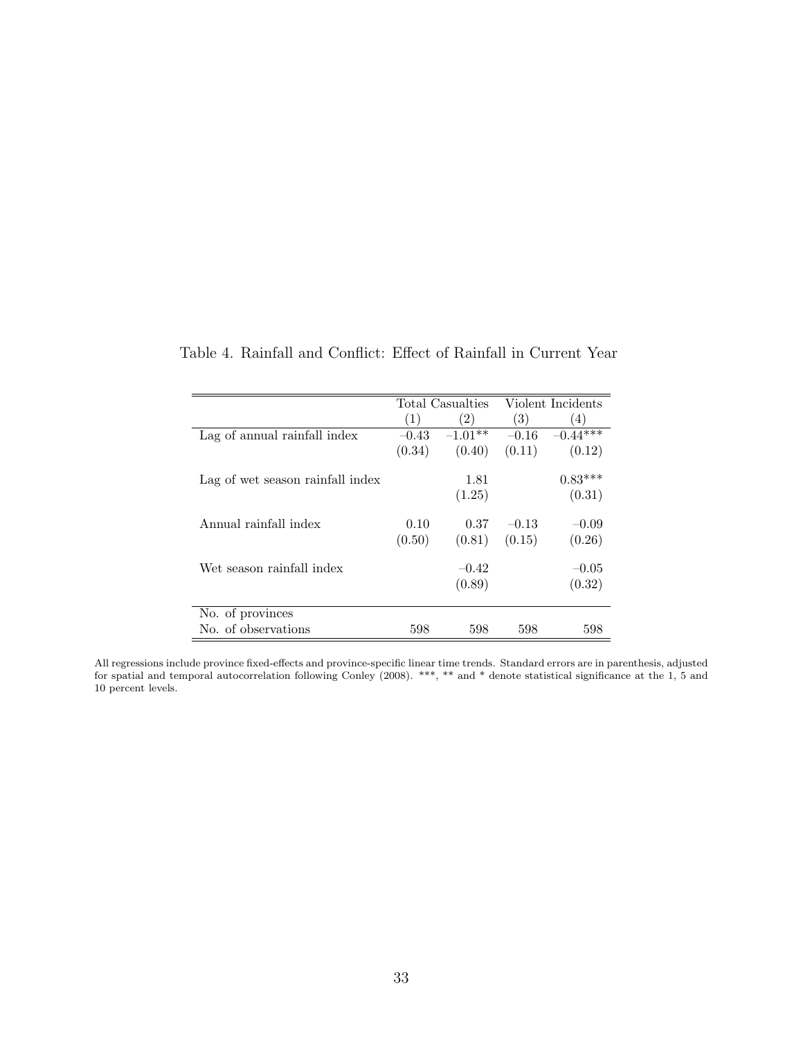Table 4. Rainfall and Conflict: Effect of Rainfall in Current Year

| | Total Casualties | | Violent Incidents | |
|---|---|---|---|---|
| | (1) | (2) | (3) | (4) |
| Lag of annual rainfall index | –0.43 | –1.01** | –0.16 | –0.44*** |
| | (0.34) | (0.40) | (0.11) | (0.12) |
| Lag of wet season rainfall index | | 1.81 | | 0.83*** |
| | | (1.25) | | (0.31) |
| Annual rainfall index | 0.10 | 0.37 | –0.13 | –0.09 |
| | (0.50) | (0.81) | (0.15) | (0.26) |
| Wet season rainfall index | | –0.42 | | –0.05 |
| | | (0.89) | | (0.32) |
| No. of provinces | | | | |
| No. of observations | 598 | 598 | 598 | 598 |

All regressions include province fixed-effects and province-specific linear time trends. Standard errors are in parenthesis, adjusted for spatial and temporal autocorrelation following Conley (2008). ***, ** and * denote statistical significance at the 1, 5 and 10 percent levels.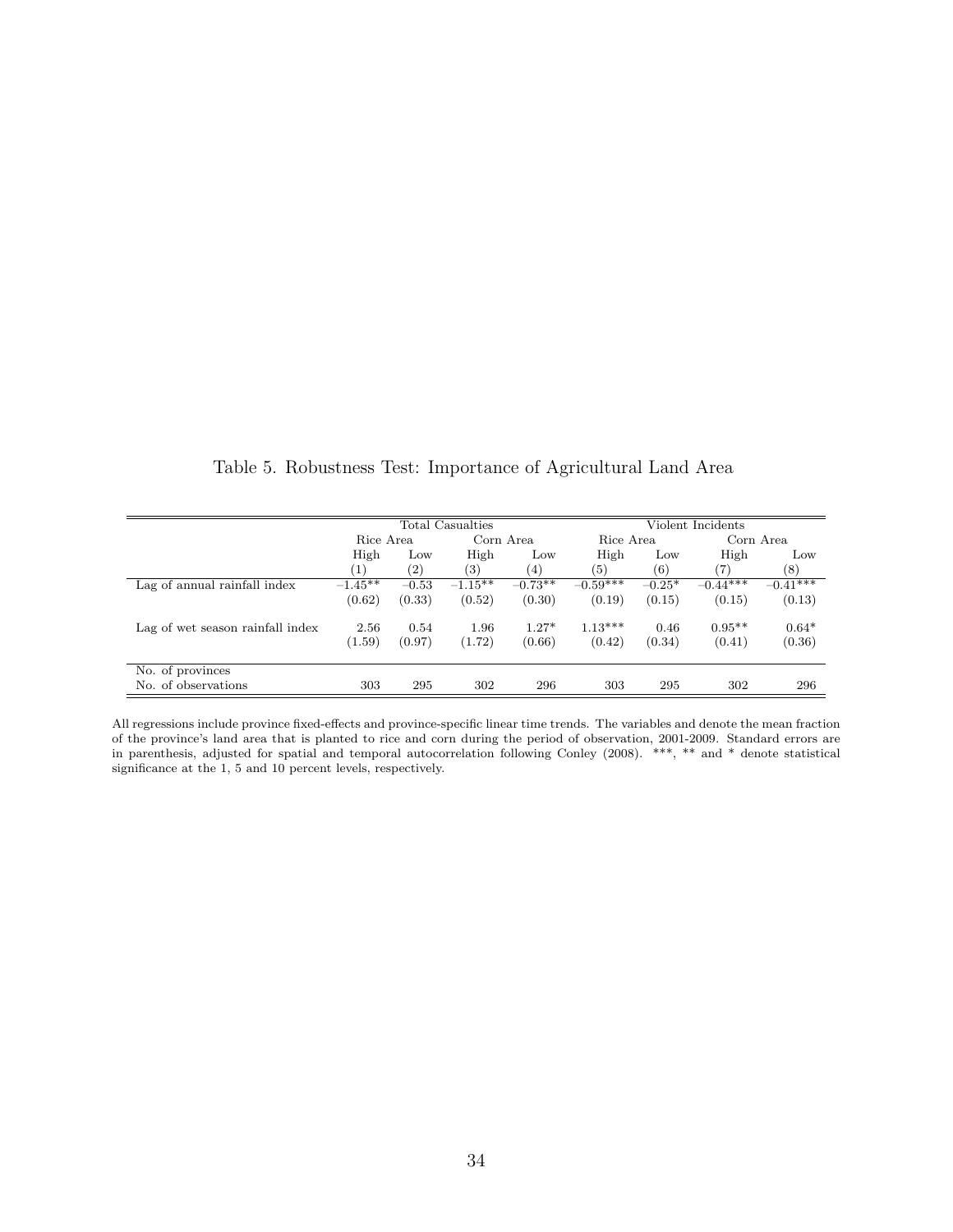Table 5. Robustness Test: Importance of Agricultural Land Area

| | Total Casualties | | | | Violent Incidents | | | |
|---|---|---|---|---|---|---|---|---|
| | Rice Area | | Corn Area | | Rice Area | | Corn Area | |
| | High | Low | High | Low | High | Low | High | Low |
| | (1) | (2) | (3) | (4) | (5) | (6) | (7) | (8) |
| Lag of annual rainfall index | −1.45** | −0.53 | −1.15** | −0.73** | −0.59*** | −0.25* | −0.44*** | −0.41*** |
| | (0.62) | (0.33) | (0.52) | (0.30) | (0.19) | (0.15) | (0.15) | (0.13) |
| Lag of wet season rainfall index | 2.56 | 0.54 | 1.96 | 1.27* | 1.13*** | 0.46 | 0.95** | 0.64* |
| | (1.59) | (0.97) | (1.72) | (0.66) | (0.42) | (0.34) | (0.41) | (0.36) |
| No. of provinces | | | | | | | | |
| No. of observations | 303 | 295 | 302 | 296 | 303 | 295 | 302 | 296 |

All regressions include province fixed-effects and province-specific linear time trends. The variables and denote the mean fraction of the province's land area that is planted to rice and corn during the period of observation, 2001-2009. Standard errors are in parenthesis, adjusted for spatial and temporal autocorrelation following Conley (2008). ***, ** and * denote statistical significance at the 1, 5 and 10 percent levels, respectively.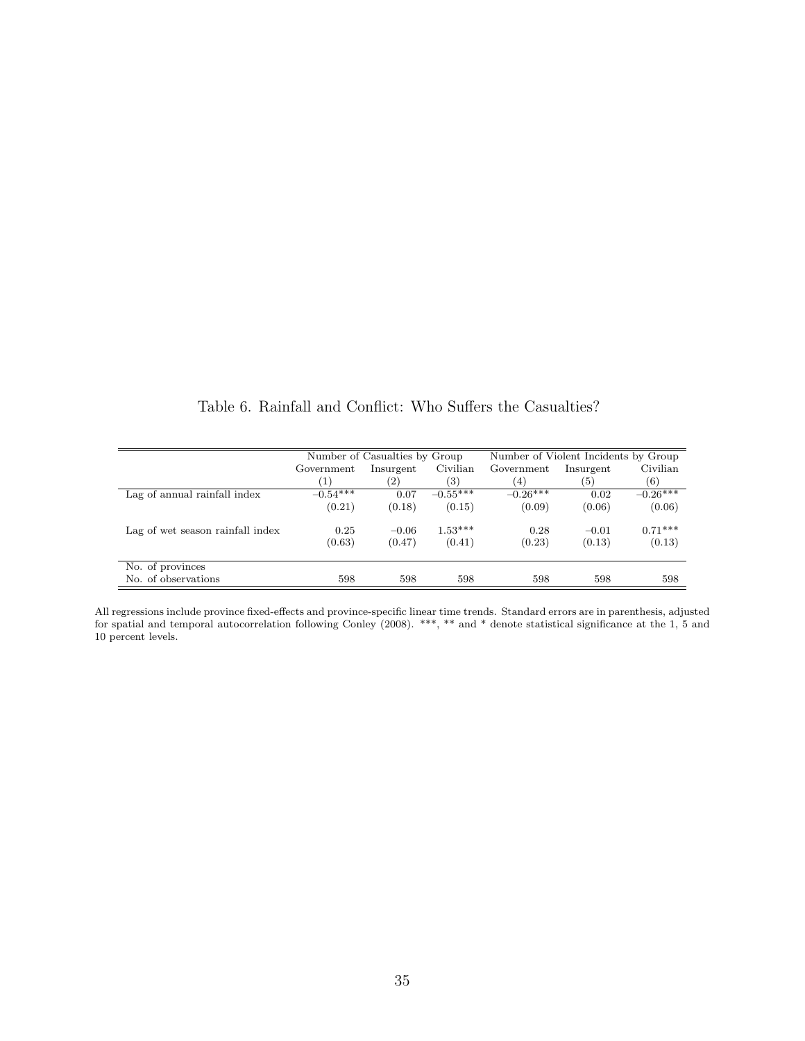Table 6. Rainfall and Conflict: Who Suffers the Casualties?

| | Number of Casualties by Group | | | Number of Violent Incidents by Group | | |
|---|---|---|---|---|---|---|
| | Government | Insurgent | Civilian | Government | Insurgent | Civilian |
| | (1) | (2) | (3) | (4) | (5) | (6) |
| Lag of annual rainfall index | −0.54*** | 0.07 | −0.55*** | −0.26*** | 0.02 | −0.26*** |
| | (0.21) | (0.18) | (0.15) | (0.09) | (0.06) | (0.06) |
| Lag of wet season rainfall index | 0.25 | −0.06 | 1.53*** | 0.28 | −0.01 | 0.71*** |
| | (0.63) | (0.47) | (0.41) | (0.23) | (0.13) | (0.13) |
| No. of provinces | | | | | | |
| No. of observations | 598 | 598 | 598 | 598 | 598 | 598 |

All regressions include province fixed-effects and province-specific linear time trends. Standard errors are in parenthesis, adjusted for spatial and temporal autocorrelation following Conley (2008). ***, ** and * denote statistical significance at the 1, 5 and 10 percent levels.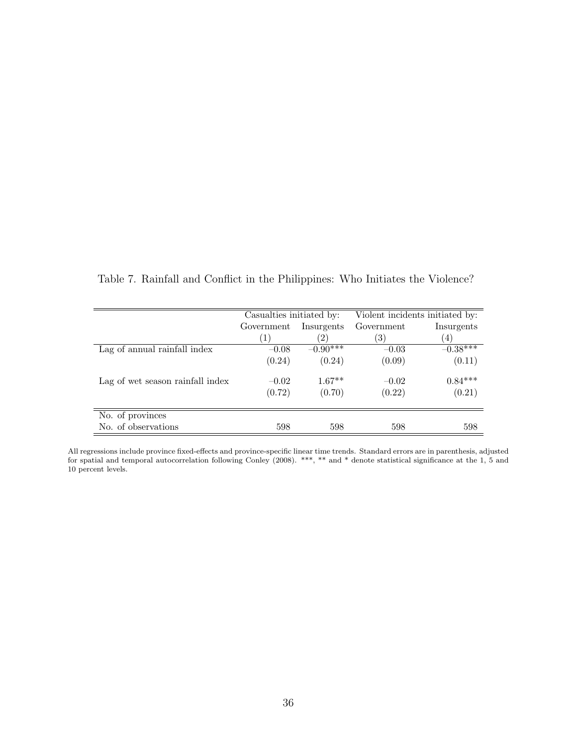Table 7. Rainfall and Conflict in the Philippines: Who Initiates the Violence?

| | Casualties initiated by: | | Violent incidents initiated by: | |
|---|---|---|---|---|
| | Government | Insurgents | Government | Insurgents |
| | (1) | (2) | (3) | (4) |
| Lag of annual rainfall index | −0.08 | −0.90*** | −0.03 | −0.38*** |
| | (0.24) | (0.24) | (0.09) | (0.11) |
| Lag of wet season rainfall index | −0.02 | 1.67** | −0.02 | 0.84*** |
| | (0.72) | (0.70) | (0.22) | (0.21) |
| No. of provinces | | | | |
| No. of observations | 598 | 598 | 598 | 598 |

All regressions include province fixed-effects and province-specific linear time trends. Standard errors are in parenthesis, adjusted for spatial and temporal autocorrelation following Conley (2008). ***, ** and * denote statistical significance at the 1, 5 and 10 percent levels.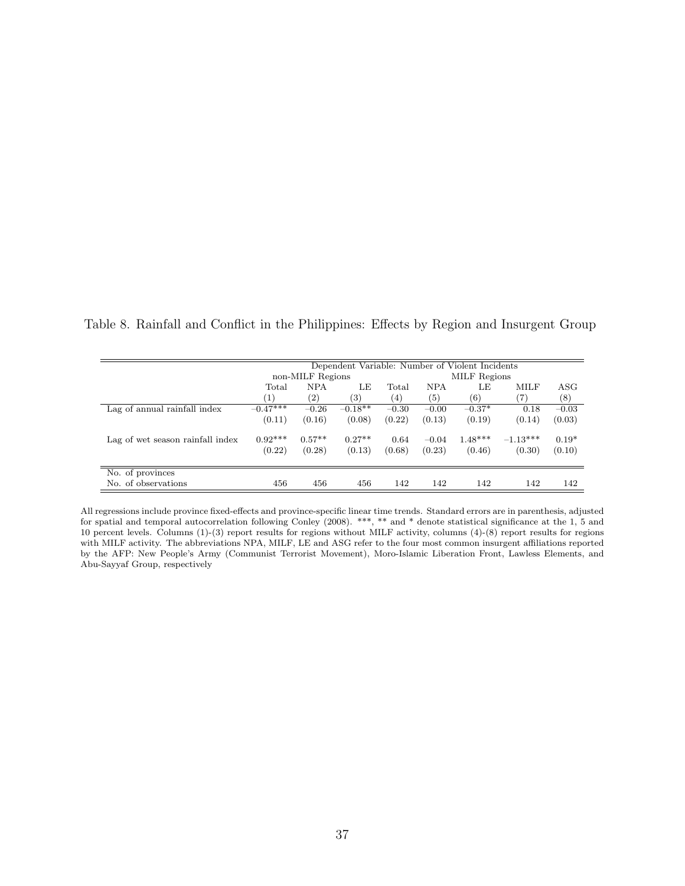Table 8. Rainfall and Conflict in the Philippines: Effects by Region and Insurgent Group

| | Dependent Variable: Number of Violent Incidents | | | | | | | |
|---|---|---|---|---|---|---|---|---|
| | non-MILF Regions | | | MILF Regions | | | | |
| | Total | NPA | LE | Total | NPA | LE | MILF | ASG |
| | (1) | (2) | (3) | (4) | (5) | (6) | (7) | (8) |
| Lag of annual rainfall index | −0.47*** | −0.26 | −0.18** | −0.30 | −0.00 | −0.37* | 0.18 | −0.03 |
| | (0.11) | (0.16) | (0.08) | (0.22) | (0.13) | (0.19) | (0.14) | (0.03) |
| Lag of wet season rainfall index | 0.92*** | 0.57** | 0.27** | 0.64 | −0.04 | 1.48*** | −1.13*** | 0.19* |
| | (0.22) | (0.28) | (0.13) | (0.68) | (0.23) | (0.46) | (0.30) | (0.10) |
| No. of provinces | | | | | | | | |
| No. of observations | 456 | 456 | 456 | 142 | 142 | 142 | 142 | 142 |

All regressions include province fixed-effects and province-specific linear time trends. Standard errors are in parenthesis, adjusted for spatial and temporal autocorrelation following Conley (2008). ***, ** and * denote statistical significance at the 1, 5 and 10 percent levels. Columns (1)-(3) report results for regions without MILF activity, columns (4)-(8) report results for regions with MILF activity. The abbreviations NPA, MILF, LE and ASG refer to the four most common insurgent affiliations reported by the AFP: New People's Army (Communist Terrorist Movement), Moro-Islamic Liberation Front, Lawless Elements, and Abu-Sayyaf Group, respectively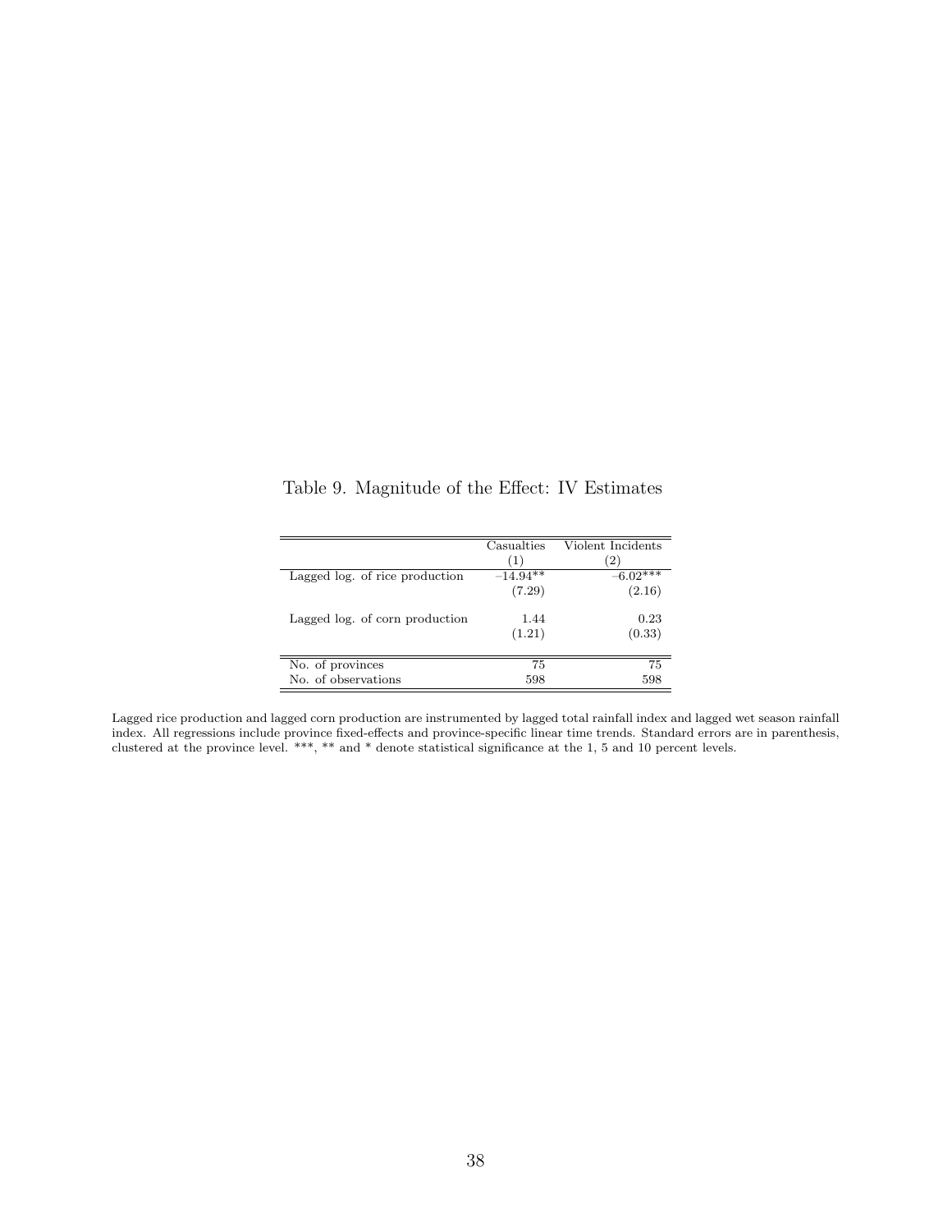Table 9. Magnitude of the Effect: IV Estimates

| | Casualties | Violent Incidents |
|---|---|---|
| | (1) | (2) |
| Lagged log. of rice production | –14.94** | –6.02*** |
| | (7.29) | (2.16) |
| Lagged log. of corn production | 1.44 | 0.23 |
| | (1.21) | (0.33) |
| No. of provinces | 75 | 75 |
| No. of observations | 598 | 598 |

Lagged rice production and lagged corn production are instrumented by lagged total rainfall index and lagged wet season rainfall index. All regressions include province fixed-effects and province-specific linear time trends. Standard errors are in parenthesis, clustered at the province level. ***, ** and * denote statistical significance at the 1, 5 and 10 percent levels.